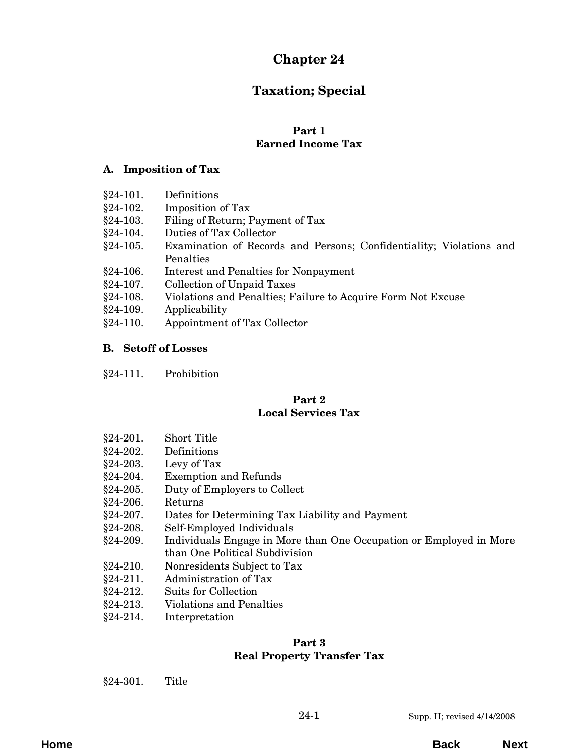# Chapter 24

# Taxation; Special

## Part 1
## Earned Income Tax

### A. Imposition of Tax

§24-101. Definitions
§24-102. Imposition of Tax
§24-103. Filing of Return; Payment of Tax
§24-104. Duties of Tax Collector
§24-105. Examination of Records and Persons; Confidentiality; Violations and Penalties
§24-106. Interest and Penalties for Nonpayment
§24-107. Collection of Unpaid Taxes
§24-108. Violations and Penalties; Failure to Acquire Form Not Excuse
§24-109. Applicability
§24-110. Appointment of Tax Collector

### B. Setoff of Losses

§24-111. Prohibition

## Part 2
## Local Services Tax

§24-201. Short Title
§24-202. Definitions
§24-203. Levy of Tax
§24-204. Exemption and Refunds
§24-205. Duty of Employers to Collect
§24-206. Returns
§24-207. Dates for Determining Tax Liability and Payment
§24-208. Self-Employed Individuals
§24-209. Individuals Engage in More than One Occupation or Employed in More than One Political Subdivision
§24-210. Nonresidents Subject to Tax
§24-211. Administration of Tax
§24-212. Suits for Collection
§24-213. Violations and Penalties
§24-214. Interpretation

## Part 3
## Real Property Transfer Tax

§24-301. Title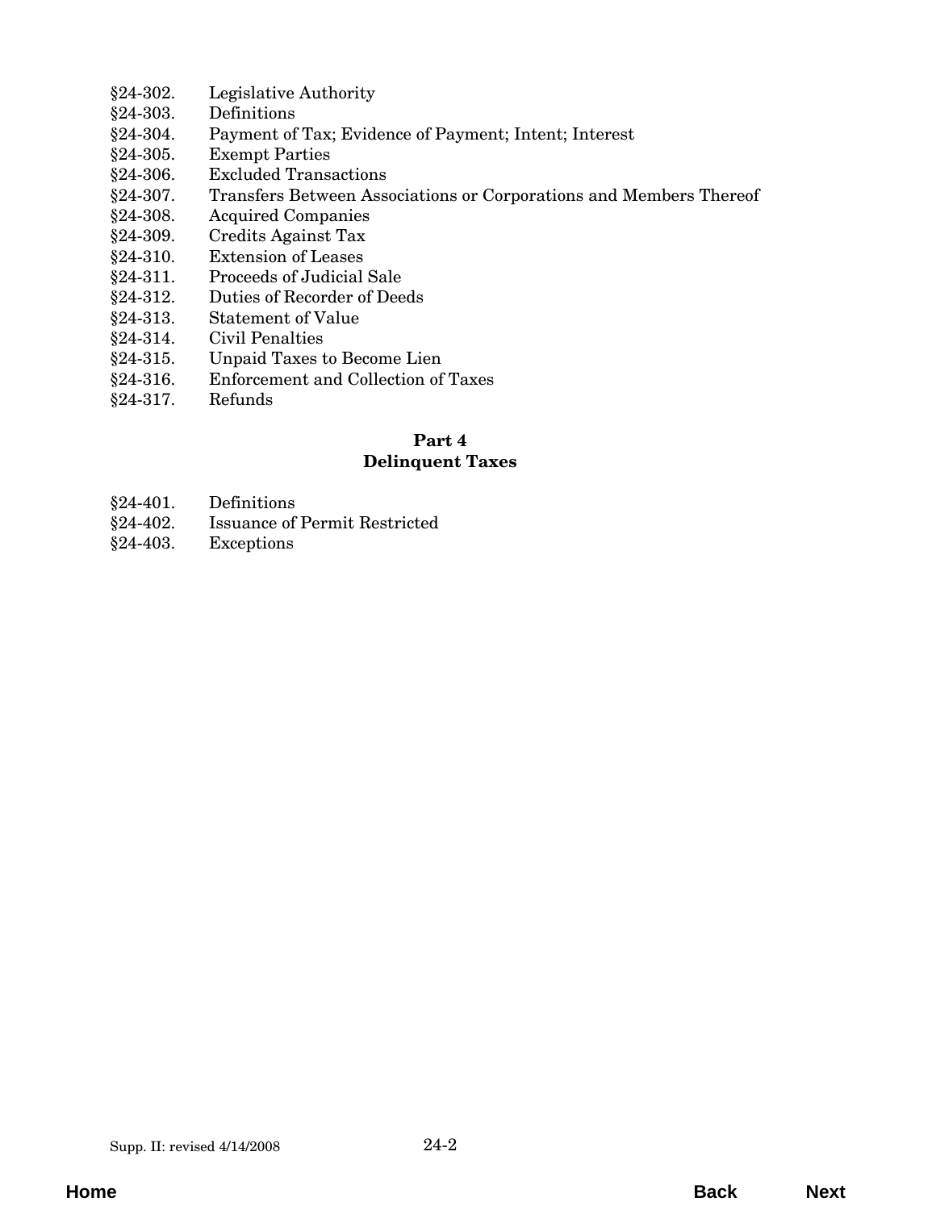§24-302. Legislative Authority
§24-303. Definitions
§24-304. Payment of Tax; Evidence of Payment; Intent; Interest
§24-305. Exempt Parties
§24-306. Excluded Transactions
§24-307. Transfers Between Associations or Corporations and Members Thereof
§24-308. Acquired Companies
§24-309. Credits Against Tax
§24-310. Extension of Leases
§24-311. Proceeds of Judicial Sale
§24-312. Duties of Recorder of Deeds
§24-313. Statement of Value
§24-314. Civil Penalties
§24-315. Unpaid Taxes to Become Lien
§24-316. Enforcement and Collection of Taxes
§24-317. Refunds

## Part 4
## Delinquent Taxes

§24-401. Definitions
§24-402. Issuance of Permit Restricted
§24-403. Exceptions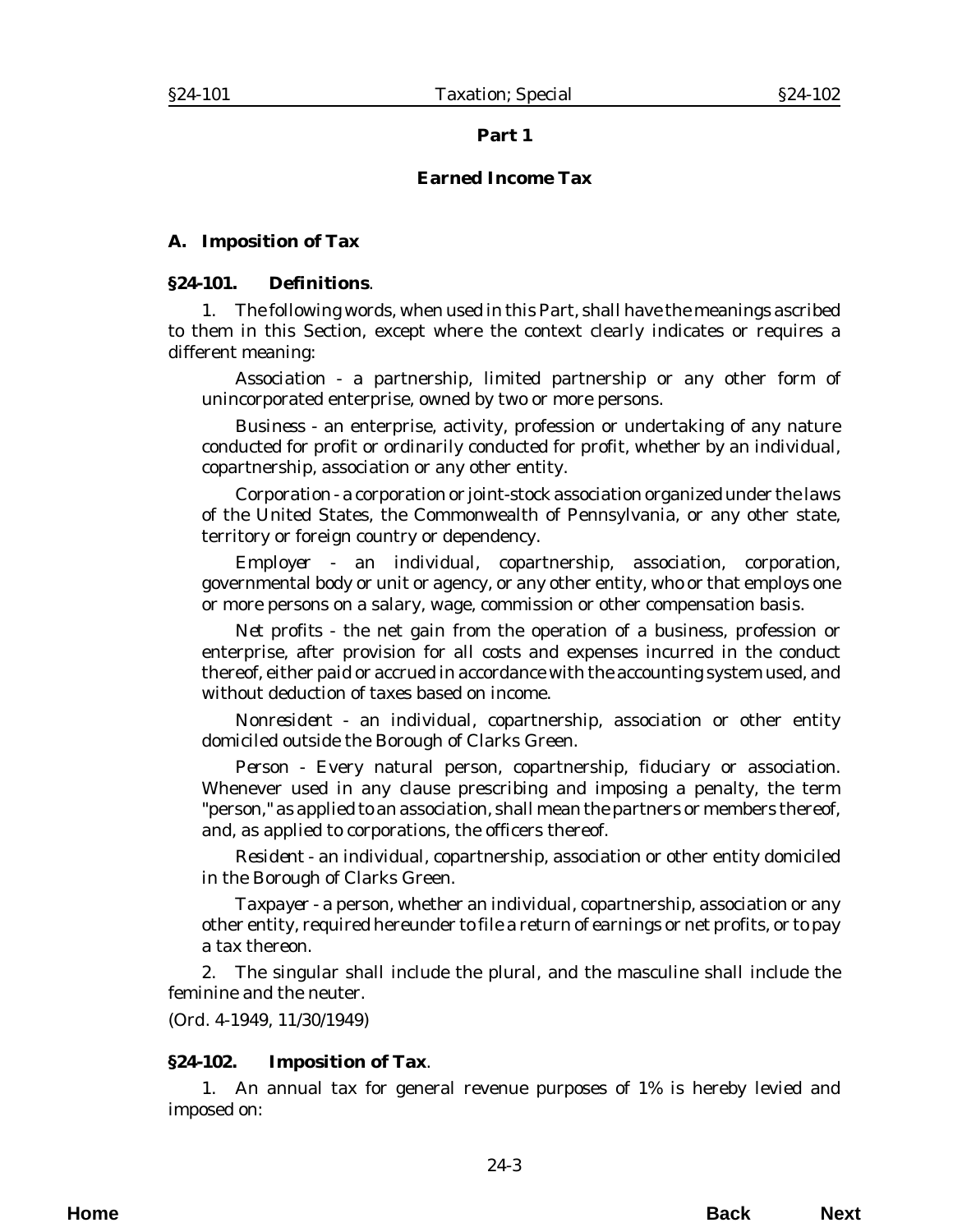## Part 1

## Earned Income Tax

### A. Imposition of Tax

**§24-101. Definitions**.

1. The following words, when used in this Part, shall have the meanings ascribed to them in this Section, except where the context clearly indicates or requires a different meaning:

*Association* - a partnership, limited partnership or any other form of unincorporated enterprise, owned by two or more persons.

*Business* - an enterprise, activity, profession or undertaking of any nature conducted for profit or ordinarily conducted for profit, whether by an individual, copartnership, association or any other entity.

*Corporation* - a corporation or joint-stock association organized under the laws of the United States, the Commonwealth of Pennsylvania, or any other state, territory or foreign country or dependency.

*Employer* - an individual, copartnership, association, corporation, governmental body or unit or agency, or any other entity, who or that employs one or more persons on a salary, wage, commission or other compensation basis.

*Net profits* - the net gain from the operation of a business, profession or enterprise, after provision for all costs and expenses incurred in the conduct thereof, either paid or accrued in accordance with the accounting system used, and without deduction of taxes based on income.

*Nonresident* - an individual, copartnership, association or other entity domiciled outside the Borough of Clarks Green.

*Person* - Every natural person, copartnership, fiduciary or association. Whenever used in any clause prescribing and imposing a penalty, the term "person," as applied to an association, shall mean the partners or members thereof, and, as applied to corporations, the officers thereof.

*Resident* - an individual, copartnership, association or other entity domiciled in the Borough of Clarks Green.

*Taxpayer* - a person, whether an individual, copartnership, association or any other entity, required hereunder to file a return of earnings or net profits, or to pay a tax thereon.

2. The singular shall include the plural, and the masculine shall include the feminine and the neuter.

(*Ord. 4-1949*, 11/30/1949)

**§24-102. Imposition of Tax**.

1. An annual tax for general revenue purposes of 1% is hereby levied and imposed on: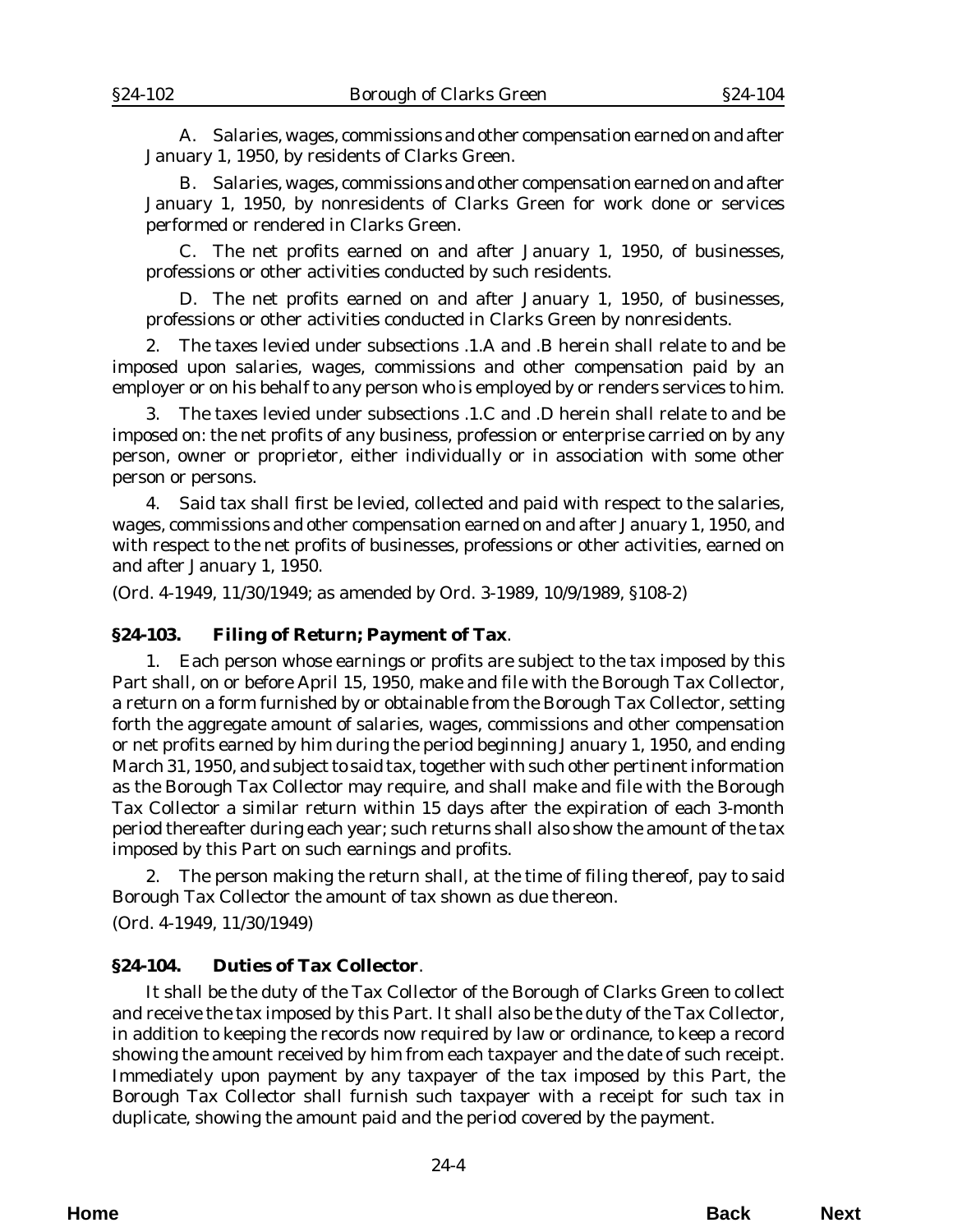A. Salaries, wages, commissions and other compensation earned on and after January 1, 1950, by residents of Clarks Green.

B. Salaries, wages, commissions and other compensation earned on and after January 1, 1950, by nonresidents of Clarks Green for work done or services performed or rendered in Clarks Green.

C. The net profits earned on and after January 1, 1950, of businesses, professions or other activities conducted by such residents.

D. The net profits earned on and after January 1, 1950, of businesses, professions or other activities conducted in Clarks Green by nonresidents.

2. The taxes levied under subsections .1.A and .B herein shall relate to and be imposed upon salaries, wages, commissions and other compensation paid by an employer or on his behalf to any person who is employed by or renders services to him.

3. The taxes levied under subsections .1.C and .D herein shall relate to and be imposed on: the net profits of any business, profession or enterprise carried on by any person, owner or proprietor, either individually or in association with some other person or persons.

4. Said tax shall first be levied, collected and paid with respect to the salaries, wages, commissions and other compensation earned on and after January 1, 1950, and with respect to the net profits of businesses, professions or other activities, earned on and after January 1, 1950.

(*Ord. 4-1949*, 11/30/1949; as amended by *Ord. 3-1989*, 10/9/1989, §108-2)

### §24-103. Filing of Return; Payment of Tax.

1. Each person whose earnings or profits are subject to the tax imposed by this Part shall, on or before April 15, 1950, make and file with the Borough Tax Collector, a return on a form furnished by or obtainable from the Borough Tax Collector, setting forth the aggregate amount of salaries, wages, commissions and other compensation or net profits earned by him during the period beginning January 1, 1950, and ending March 31, 1950, and subject to said tax, together with such other pertinent information as the Borough Tax Collector may require, and shall make and file with the Borough Tax Collector a similar return within 15 days after the expiration of each 3-month period thereafter during each year; such returns shall also show the amount of the tax imposed by this Part on such earnings and profits.

2. The person making the return shall, at the time of filing thereof, pay to said Borough Tax Collector the amount of tax shown as due thereon.

(*Ord. 4-1949*, 11/30/1949)

### §24-104. Duties of Tax Collector.

It shall be the duty of the Tax Collector of the Borough of Clarks Green to collect and receive the tax imposed by this Part. It shall also be the duty of the Tax Collector, in addition to keeping the records now required by law or ordinance, to keep a record showing the amount received by him from each taxpayer and the date of such receipt. Immediately upon payment by any taxpayer of the tax imposed by this Part, the Borough Tax Collector shall furnish such taxpayer with a receipt for such tax in duplicate, showing the amount paid and the period covered by the payment.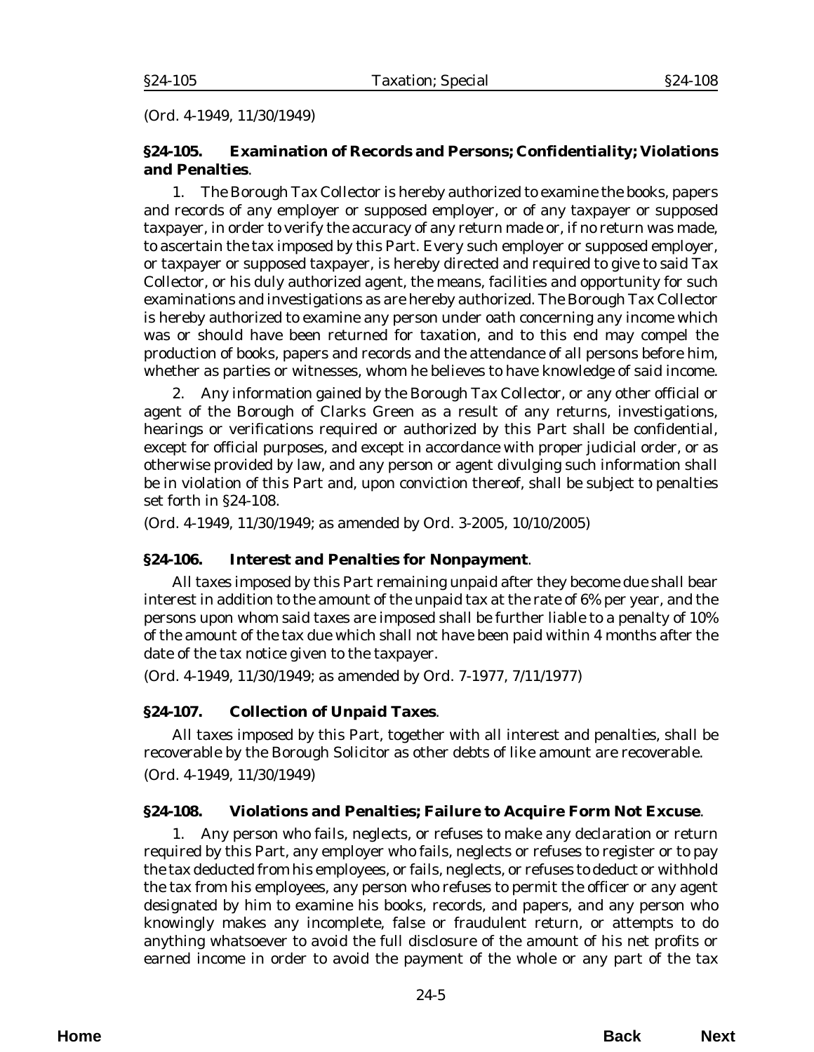(Ord. 4-1949, 11/30/1949)

### §24-105. Examination of Records and Persons; Confidentiality; Violations and Penalties.

1. The Borough Tax Collector is hereby authorized to examine the books, papers and records of any employer or supposed employer, or of any taxpayer or supposed taxpayer, in order to verify the accuracy of any return made or, if no return was made, to ascertain the tax imposed by this Part. Every such employer or supposed employer, or taxpayer or supposed taxpayer, is hereby directed and required to give to said Tax Collector, or his duly authorized agent, the means, facilities and opportunity for such examinations and investigations as are hereby authorized. The Borough Tax Collector is hereby authorized to examine any person under oath concerning any income which was or should have been returned for taxation, and to this end may compel the production of books, papers and records and the attendance of all persons before him, whether as parties or witnesses, whom he believes to have knowledge of said income.

2. Any information gained by the Borough Tax Collector, or any other official or agent of the Borough of Clarks Green as a result of any returns, investigations, hearings or verifications required or authorized by this Part shall be confidential, except for official purposes, and except in accordance with proper judicial order, or as otherwise provided by law, and any person or agent divulging such information shall be in violation of this Part and, upon conviction thereof, shall be subject to penalties set forth in §24-108.

(Ord. 4-1949, 11/30/1949; as amended by Ord. 3-2005, 10/10/2005)

### §24-106. Interest and Penalties for Nonpayment.

All taxes imposed by this Part remaining unpaid after they become due shall bear interest in addition to the amount of the unpaid tax at the rate of 6% per year, and the persons upon whom said taxes are imposed shall be further liable to a penalty of 10% of the amount of the tax due which shall not have been paid within 4 months after the date of the tax notice given to the taxpayer.

(Ord. 4-1949, 11/30/1949; as amended by Ord. 7-1977, 7/11/1977)

### §24-107. Collection of Unpaid Taxes.

All taxes imposed by this Part, together with all interest and penalties, shall be recoverable by the Borough Solicitor as other debts of like amount are recoverable.

(Ord. 4-1949, 11/30/1949)

### §24-108. Violations and Penalties; Failure to Acquire Form Not Excuse.

1. Any person who fails, neglects, or refuses to make any declaration or return required by this Part, any employer who fails, neglects or refuses to register or to pay the tax deducted from his employees, or fails, neglects, or refuses to deduct or withhold the tax from his employees, any person who refuses to permit the officer or any agent designated by him to examine his books, records, and papers, and any person who knowingly makes any incomplete, false or fraudulent return, or attempts to do anything whatsoever to avoid the full disclosure of the amount of his net profits or earned income in order to avoid the payment of the whole or any part of the tax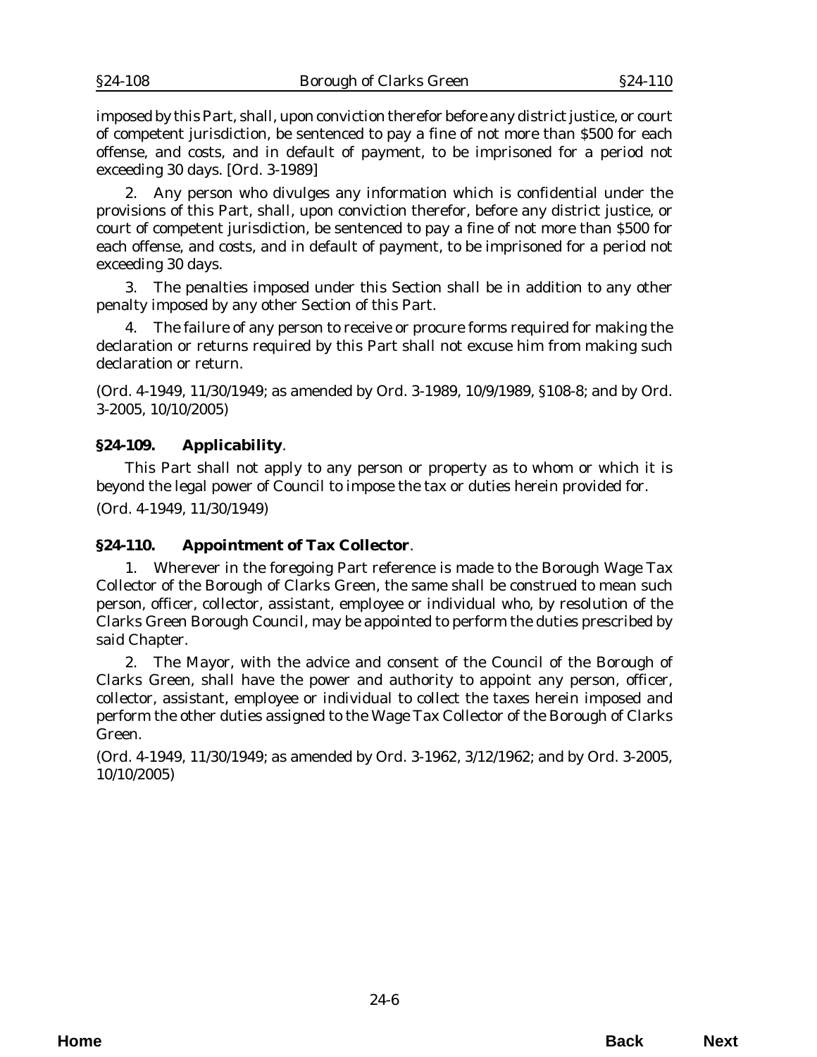imposed by this Part, shall, upon conviction therefor before any district justice, or court of competent jurisdiction, be sentenced to pay a fine of not more than $500 for each offense, and costs, and in default of payment, to be imprisoned for a period not exceeding 30 days. [Ord. 3-1989]

2. Any person who divulges any information which is confidential under the provisions of this Part, shall, upon conviction therefor, before any district justice, or court of competent jurisdiction, be sentenced to pay a fine of not more than $500 for each offense, and costs, and in default of payment, to be imprisoned for a period not exceeding 30 days.

3. The penalties imposed under this Section shall be in addition to any other penalty imposed by any other Section of this Part.

4. The failure of any person to receive or procure forms required for making the declaration or returns required by this Part shall not excuse him from making such declaration or return.

(Ord. 4-1949, 11/30/1949; as amended by Ord. 3-1989, 10/9/1989, §108-8; and by Ord. 3-2005, 10/10/2005)

### §24-109. Applicability.

This Part shall not apply to any person or property as to whom or which it is beyond the legal power of Council to impose the tax or duties herein provided for.

(Ord. 4-1949, 11/30/1949)

### §24-110. Appointment of Tax Collector.

1. Wherever in the foregoing Part reference is made to the Borough Wage Tax Collector of the Borough of Clarks Green, the same shall be construed to mean such person, officer, collector, assistant, employee or individual who, by resolution of the Clarks Green Borough Council, may be appointed to perform the duties prescribed by said Chapter.

2. The Mayor, with the advice and consent of the Council of the Borough of Clarks Green, shall have the power and authority to appoint any person, officer, collector, assistant, employee or individual to collect the taxes herein imposed and perform the other duties assigned to the Wage Tax Collector of the Borough of Clarks Green.

(Ord. 4-1949, 11/30/1949; as amended by Ord. 3-1962, 3/12/1962; and by Ord. 3-2005, 10/10/2005)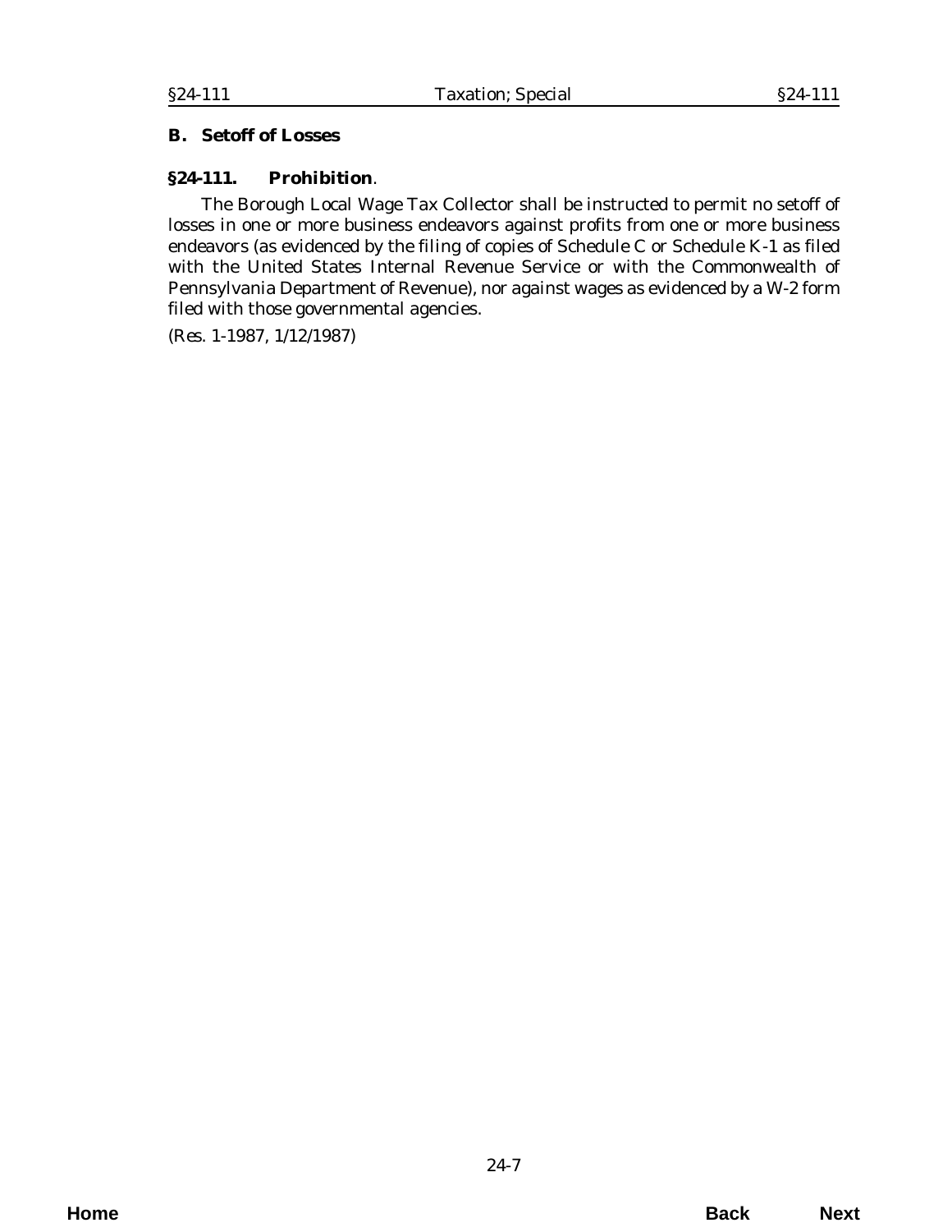## B. Setoff of Losses

### §24-111. Prohibition.

The Borough Local Wage Tax Collector shall be instructed to permit no setoff of losses in one or more business endeavors against profits from one or more business endeavors (as evidenced by the filing of copies of Schedule C or Schedule K-1 as filed with the United States Internal Revenue Service or with the Commonwealth of Pennsylvania Department of Revenue), nor against wages as evidenced by a W-2 form filed with those governmental agencies.

(Res. 1-1987, 1/12/1987)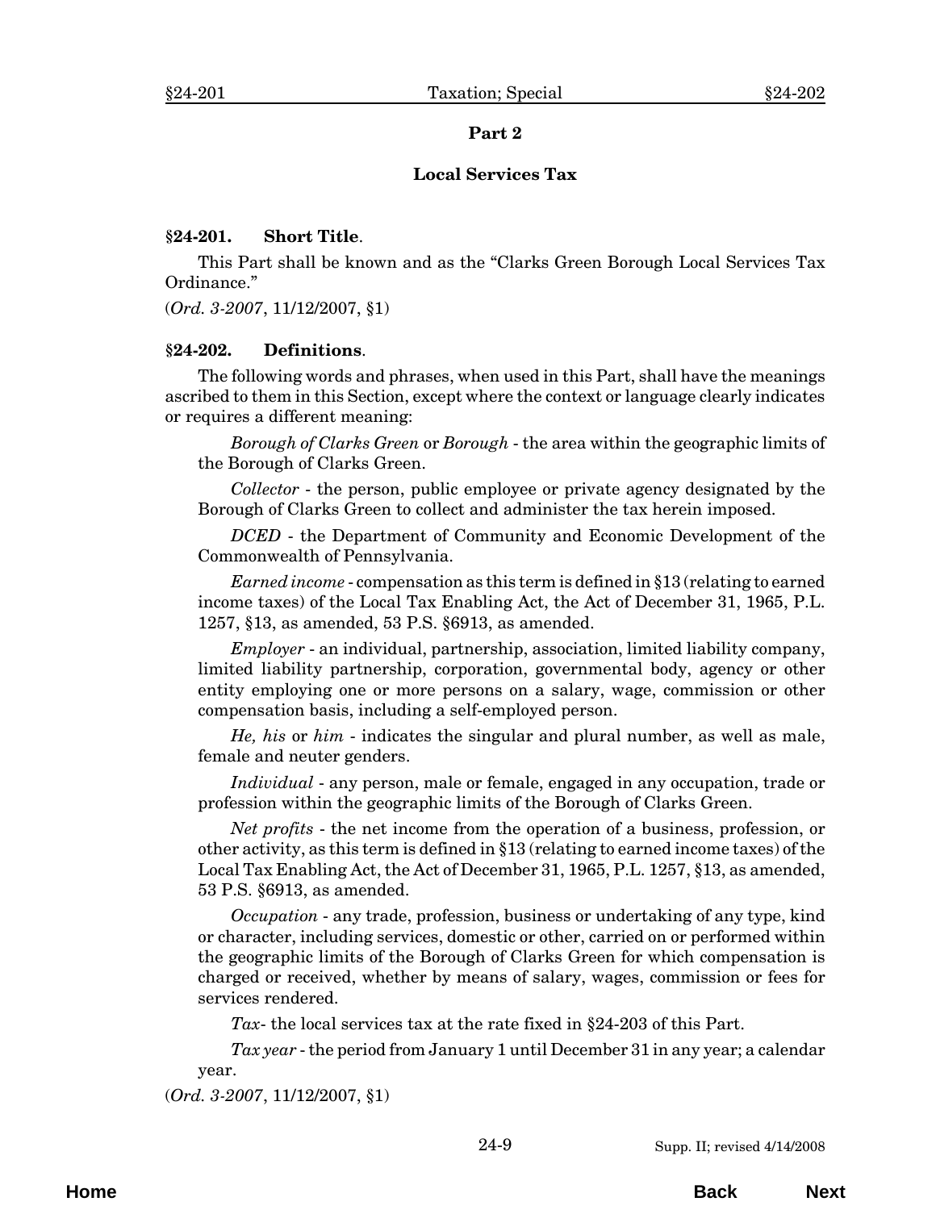## Part 2

## Local Services Tax

**§24-201. Short Title**.

This Part shall be known and as the "Clarks Green Borough Local Services Tax Ordinance."

(*Ord. 3-2007*, 11/12/2007, §1)

**§24-202. Definitions**.

The following words and phrases, when used in this Part, shall have the meanings ascribed to them in this Section, except where the context or language clearly indicates or requires a different meaning:

*Borough of Clarks Green* or *Borough* - the area within the geographic limits of the Borough of Clarks Green.

*Collector* - the person, public employee or private agency designated by the Borough of Clarks Green to collect and administer the tax herein imposed.

*DCED* - the Department of Community and Economic Development of the Commonwealth of Pennsylvania.

*Earned income* - compensation as this term is defined in §13 (relating to earned income taxes) of the Local Tax Enabling Act, the Act of December 31, 1965, P.L. 1257, §13, as amended, 53 P.S. §6913, as amended.

*Employer* - an individual, partnership, association, limited liability company, limited liability partnership, corporation, governmental body, agency or other entity employing one or more persons on a salary, wage, commission or other compensation basis, including a self-employed person.

*He, his* or *him* - indicates the singular and plural number, as well as male, female and neuter genders.

*Individual* - any person, male or female, engaged in any occupation, trade or profession within the geographic limits of the Borough of Clarks Green.

*Net profits* - the net income from the operation of a business, profession, or other activity, as this term is defined in §13 (relating to earned income taxes) of the Local Tax Enabling Act, the Act of December 31, 1965, P.L. 1257, §13, as amended, 53 P.S. §6913, as amended.

*Occupation* - any trade, profession, business or undertaking of any type, kind or character, including services, domestic or other, carried on or performed within the geographic limits of the Borough of Clarks Green for which compensation is charged or received, whether by means of salary, wages, commission or fees for services rendered.

*Tax*- the local services tax at the rate fixed in §24-203 of this Part.

*Tax year* - the period from January 1 until December 31 in any year; a calendar year.

(*Ord. 3-2007*, 11/12/2007, §1)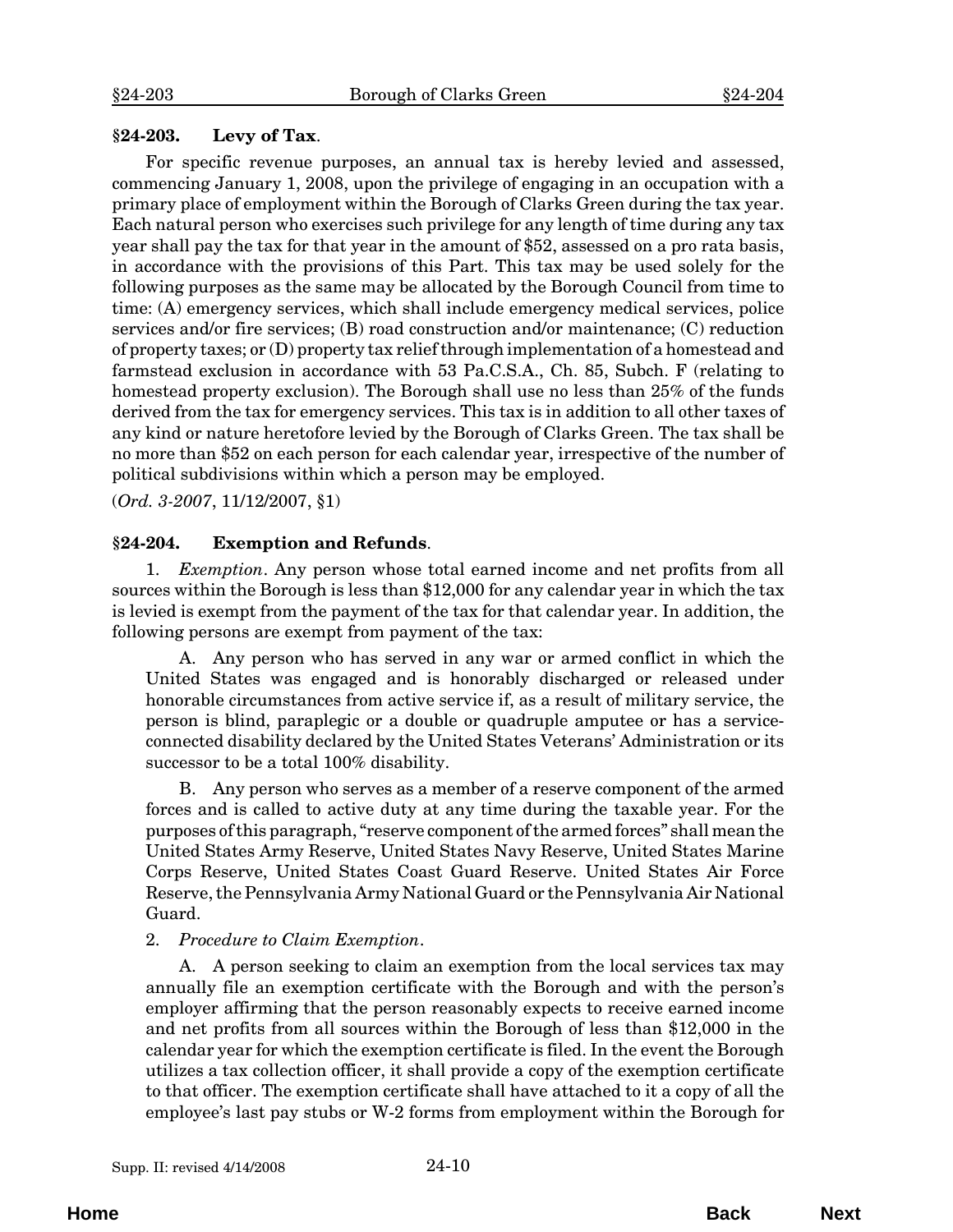**§24-203. Levy of Tax**.

For specific revenue purposes, an annual tax is hereby levied and assessed, commencing January 1, 2008, upon the privilege of engaging in an occupation with a primary place of employment within the Borough of Clarks Green during the tax year. Each natural person who exercises such privilege for any length of time during any tax year shall pay the tax for that year in the amount of $52, assessed on a pro rata basis, in accordance with the provisions of this Part. This tax may be used solely for the following purposes as the same may be allocated by the Borough Council from time to time: (A) emergency services, which shall include emergency medical services, police services and/or fire services; (B) road construction and/or maintenance; (C) reduction of property taxes; or (D) property tax relief through implementation of a homestead and farmstead exclusion in accordance with 53 Pa.C.S.A., Ch. 85, Subch. F (relating to homestead property exclusion). The Borough shall use no less than 25% of the funds derived from the tax for emergency services. This tax is in addition to all other taxes of any kind or nature heretofore levied by the Borough of Clarks Green. The tax shall be no more than $52 on each person for each calendar year, irrespective of the number of political subdivisions within which a person may be employed.

(*Ord. 3-2007*, 11/12/2007, §1)

**§24-204. Exemption and Refunds**.

1. *Exemption*. Any person whose total earned income and net profits from all sources within the Borough is less than $12,000 for any calendar year in which the tax is levied is exempt from the payment of the tax for that calendar year. In addition, the following persons are exempt from payment of the tax:

A. Any person who has served in any war or armed conflict in which the United States was engaged and is honorably discharged or released under honorable circumstances from active service if, as a result of military service, the person is blind, paraplegic or a double or quadruple amputee or has a service-connected disability declared by the United States Veterans' Administration or its successor to be a total 100% disability.

B. Any person who serves as a member of a reserve component of the armed forces and is called to active duty at any time during the taxable year. For the purposes of this paragraph, "reserve component of the armed forces" shall mean the United States Army Reserve, United States Navy Reserve, United States Marine Corps Reserve, United States Coast Guard Reserve. United States Air Force Reserve, the Pennsylvania Army National Guard or the Pennsylvania Air National Guard.

2. *Procedure to Claim Exemption*.

A. A person seeking to claim an exemption from the local services tax may annually file an exemption certificate with the Borough and with the person's employer affirming that the person reasonably expects to receive earned income and net profits from all sources within the Borough of less than $12,000 in the calendar year for which the exemption certificate is filed. In the event the Borough utilizes a tax collection officer, it shall provide a copy of the exemption certificate to that officer. The exemption certificate shall have attached to it a copy of all the employee's last pay stubs or W-2 forms from employment within the Borough for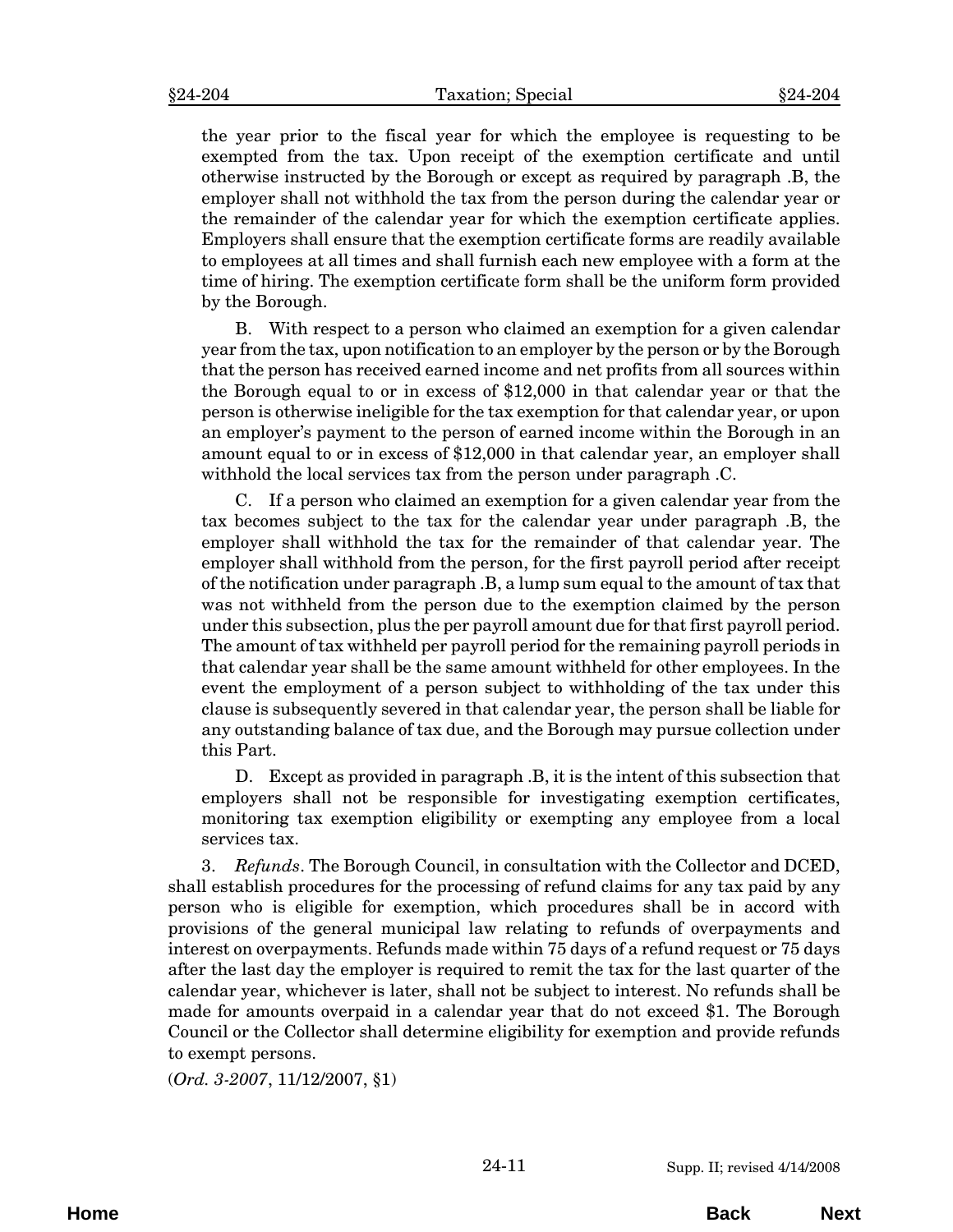the year prior to the fiscal year for which the employee is requesting to be exempted from the tax. Upon receipt of the exemption certificate and until otherwise instructed by the Borough or except as required by paragraph .B, the employer shall not withhold the tax from the person during the calendar year or the remainder of the calendar year for which the exemption certificate applies. Employers shall ensure that the exemption certificate forms are readily available to employees at all times and shall furnish each new employee with a form at the time of hiring. The exemption certificate form shall be the uniform form provided by the Borough.

B. With respect to a person who claimed an exemption for a given calendar year from the tax, upon notification to an employer by the person or by the Borough that the person has received earned income and net profits from all sources within the Borough equal to or in excess of $12,000 in that calendar year or that the person is otherwise ineligible for the tax exemption for that calendar year, or upon an employer's payment to the person of earned income within the Borough in an amount equal to or in excess of $12,000 in that calendar year, an employer shall withhold the local services tax from the person under paragraph .C.

C. If a person who claimed an exemption for a given calendar year from the tax becomes subject to the tax for the calendar year under paragraph .B, the employer shall withhold the tax for the remainder of that calendar year. The employer shall withhold from the person, for the first payroll period after receipt of the notification under paragraph .B, a lump sum equal to the amount of tax that was not withheld from the person due to the exemption claimed by the person under this subsection, plus the per payroll amount due for that first payroll period. The amount of tax withheld per payroll period for the remaining payroll periods in that calendar year shall be the same amount withheld for other employees. In the event the employment of a person subject to withholding of the tax under this clause is subsequently severed in that calendar year, the person shall be liable for any outstanding balance of tax due, and the Borough may pursue collection under this Part.

D. Except as provided in paragraph .B, it is the intent of this subsection that employers shall not be responsible for investigating exemption certificates, monitoring tax exemption eligibility or exempting any employee from a local services tax.

3. *Refunds*. The Borough Council, in consultation with the Collector and DCED, shall establish procedures for the processing of refund claims for any tax paid by any person who is eligible for exemption, which procedures shall be in accord with provisions of the general municipal law relating to refunds of overpayments and interest on overpayments. Refunds made within 75 days of a refund request or 75 days after the last day the employer is required to remit the tax for the last quarter of the calendar year, whichever is later, shall not be subject to interest. No refunds shall be made for amounts overpaid in a calendar year that do not exceed $1. The Borough Council or the Collector shall determine eligibility for exemption and provide refunds to exempt persons.

(*Ord. 3-2007*, 11/12/2007, §1)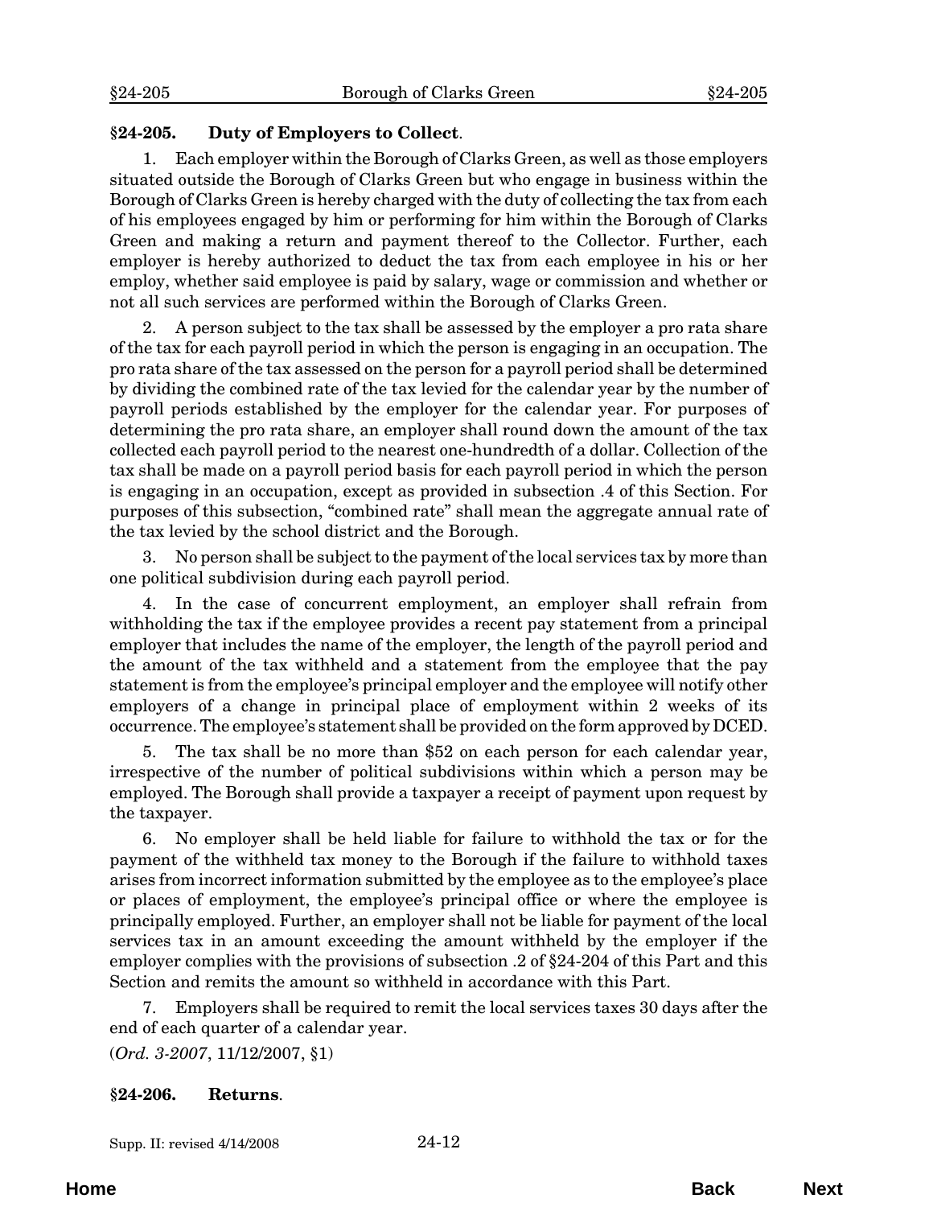## §24-205. Duty of Employers to Collect.

1. Each employer within the Borough of Clarks Green, as well as those employers situated outside the Borough of Clarks Green but who engage in business within the Borough of Clarks Green is hereby charged with the duty of collecting the tax from each of his employees engaged by him or performing for him within the Borough of Clarks Green and making a return and payment thereof to the Collector. Further, each employer is hereby authorized to deduct the tax from each employee in his or her employ, whether said employee is paid by salary, wage or commission and whether or not all such services are performed within the Borough of Clarks Green.

2. A person subject to the tax shall be assessed by the employer a pro rata share of the tax for each payroll period in which the person is engaging in an occupation. The pro rata share of the tax assessed on the person for a payroll period shall be determined by dividing the combined rate of the tax levied for the calendar year by the number of payroll periods established by the employer for the calendar year. For purposes of determining the pro rata share, an employer shall round down the amount of the tax collected each payroll period to the nearest one-hundredth of a dollar. Collection of the tax shall be made on a payroll period basis for each payroll period in which the person is engaging in an occupation, except as provided in subsection .4 of this Section. For purposes of this subsection, "combined rate" shall mean the aggregate annual rate of the tax levied by the school district and the Borough.

3. No person shall be subject to the payment of the local services tax by more than one political subdivision during each payroll period.

4. In the case of concurrent employment, an employer shall refrain from withholding the tax if the employee provides a recent pay statement from a principal employer that includes the name of the employer, the length of the payroll period and the amount of the tax withheld and a statement from the employee that the pay statement is from the employee's principal employer and the employee will notify other employers of a change in principal place of employment within 2 weeks of its occurrence. The employee's statement shall be provided on the form approved by DCED.

5. The tax shall be no more than $52 on each person for each calendar year, irrespective of the number of political subdivisions within which a person may be employed. The Borough shall provide a taxpayer a receipt of payment upon request by the taxpayer.

6. No employer shall be held liable for failure to withhold the tax or for the payment of the withheld tax money to the Borough if the failure to withhold taxes arises from incorrect information submitted by the employee as to the employee's place or places of employment, the employee's principal office or where the employee is principally employed. Further, an employer shall not be liable for payment of the local services tax in an amount exceeding the amount withheld by the employer if the employer complies with the provisions of subsection .2 of §24-204 of this Part and this Section and remits the amount so withheld in accordance with this Part.

7. Employers shall be required to remit the local services taxes 30 days after the end of each quarter of a calendar year.

(*Ord. 3-2007*, 11/12/2007, §1)

## §24-206. Returns.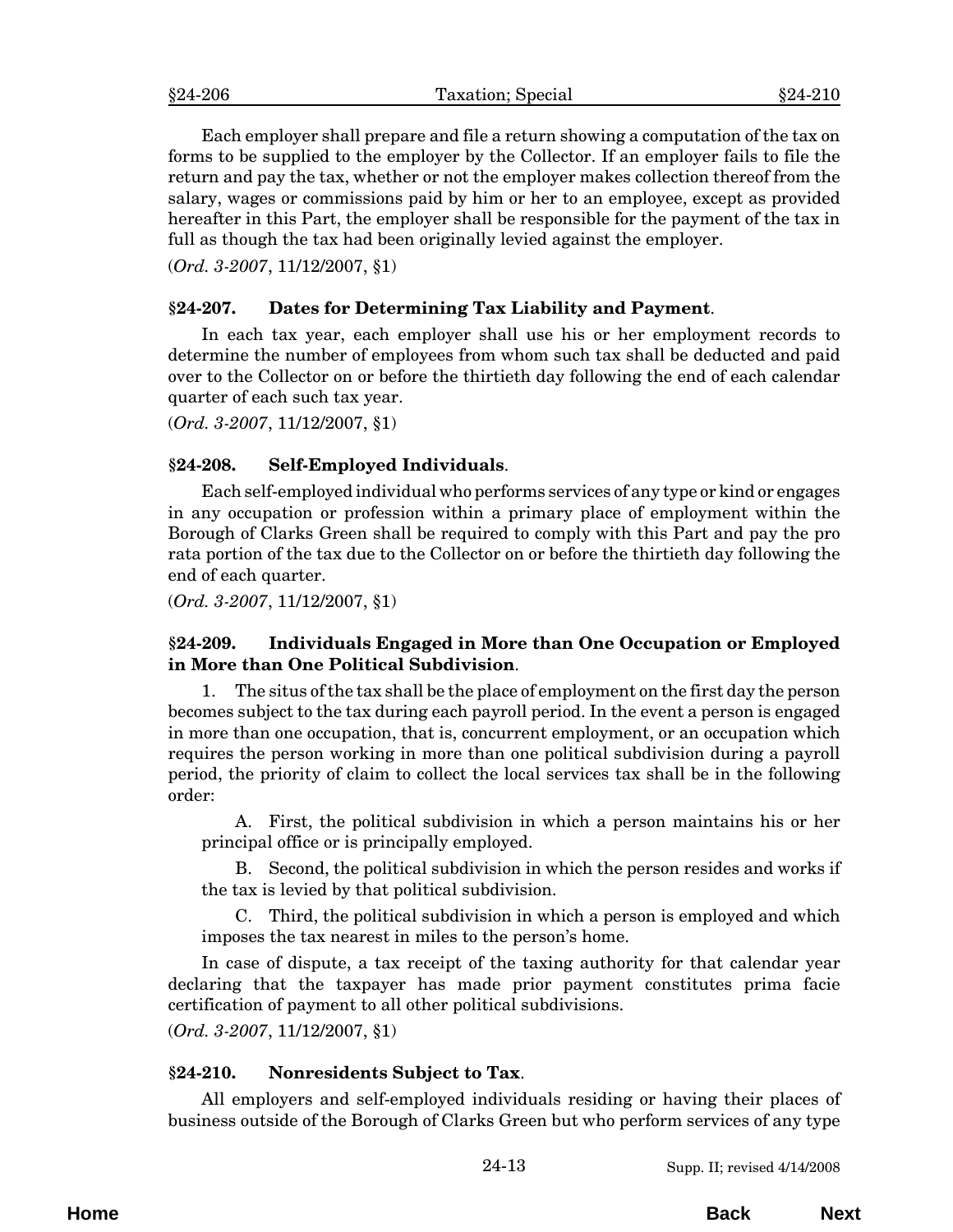Each employer shall prepare and file a return showing a computation of the tax on forms to be supplied to the employer by the Collector. If an employer fails to file the return and pay the tax, whether or not the employer makes collection thereof from the salary, wages or commissions paid by him or her to an employee, except as provided hereafter in this Part, the employer shall be responsible for the payment of the tax in full as though the tax had been originally levied against the employer.

(*Ord. 3-2007*, 11/12/2007, §1)

### §24-207. Dates for Determining Tax Liability and Payment.

In each tax year, each employer shall use his or her employment records to determine the number of employees from whom such tax shall be deducted and paid over to the Collector on or before the thirtieth day following the end of each calendar quarter of each such tax year.

(*Ord. 3-2007*, 11/12/2007, §1)

### §24-208. Self-Employed Individuals.

Each self-employed individual who performs services of any type or kind or engages in any occupation or profession within a primary place of employment within the Borough of Clarks Green shall be required to comply with this Part and pay the pro rata portion of the tax due to the Collector on or before the thirtieth day following the end of each quarter.

(*Ord. 3-2007*, 11/12/2007, §1)

### §24-209. Individuals Engaged in More than One Occupation or Employed in More than One Political Subdivision.

1. The situs of the tax shall be the place of employment on the first day the person becomes subject to the tax during each payroll period. In the event a person is engaged in more than one occupation, that is, concurrent employment, or an occupation which requires the person working in more than one political subdivision during a payroll period, the priority of claim to collect the local services tax shall be in the following order:

   A. First, the political subdivision in which a person maintains his or her principal office or is principally employed.

   B. Second, the political subdivision in which the person resides and works if the tax is levied by that political subdivision.

   C. Third, the political subdivision in which a person is employed and which imposes the tax nearest in miles to the person's home.

In case of dispute, a tax receipt of the taxing authority for that calendar year declaring that the taxpayer has made prior payment constitutes prima facie certification of payment to all other political subdivisions.

(*Ord. 3-2007*, 11/12/2007, §1)

### §24-210. Nonresidents Subject to Tax.

All employers and self-employed individuals residing or having their places of business outside of the Borough of Clarks Green but who perform services of any type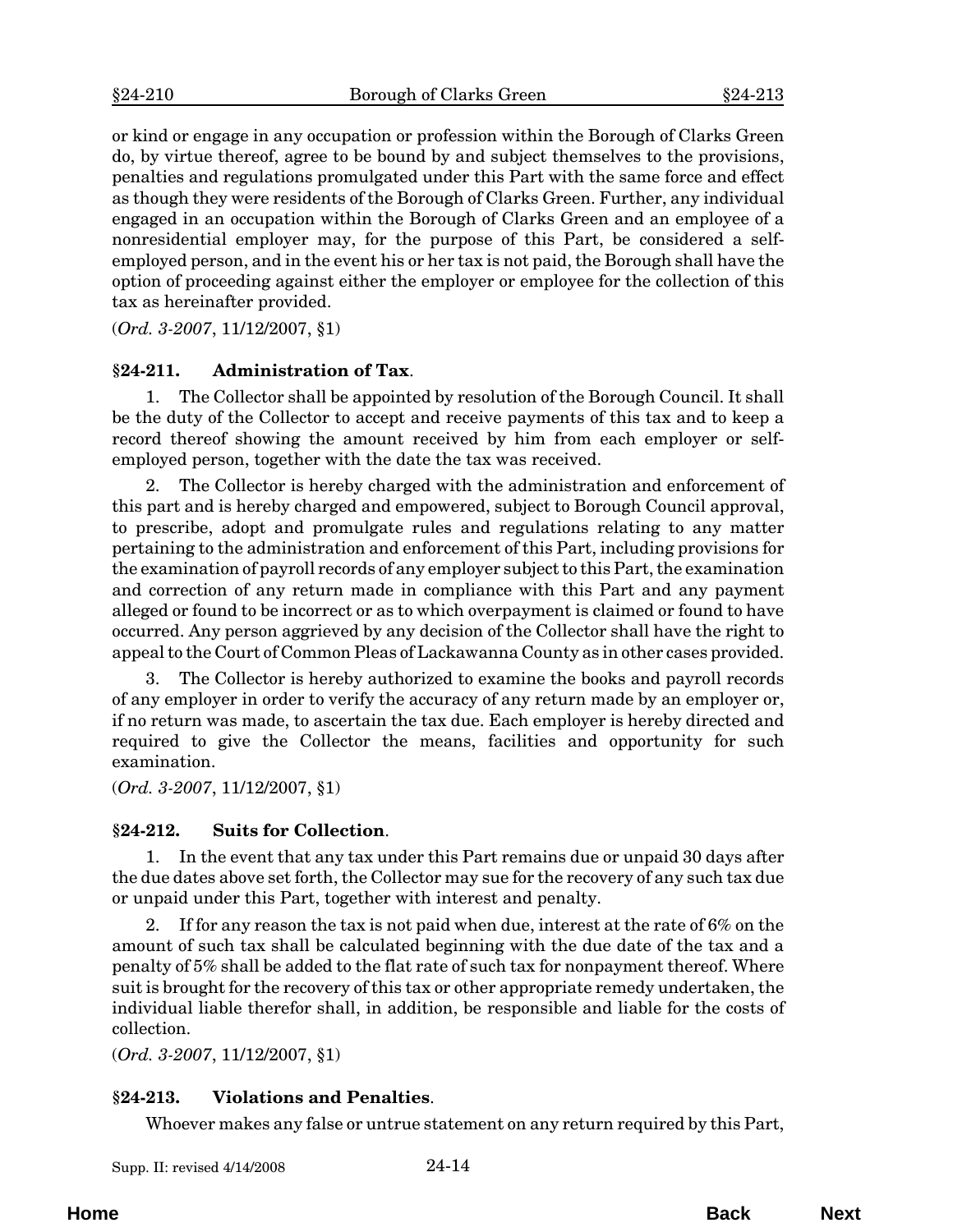or kind or engage in any occupation or profession within the Borough of Clarks Green do, by virtue thereof, agree to be bound by and subject themselves to the provisions, penalties and regulations promulgated under this Part with the same force and effect as though they were residents of the Borough of Clarks Green. Further, any individual engaged in an occupation within the Borough of Clarks Green and an employee of a nonresidential employer may, for the purpose of this Part, be considered a self-employed person, and in the event his or her tax is not paid, the Borough shall have the option of proceeding against either the employer or employee for the collection of this tax as hereinafter provided.

(*Ord. 3-2007*, 11/12/2007, §1)

### §24-211. Administration of Tax.

1. The Collector shall be appointed by resolution of the Borough Council. It shall be the duty of the Collector to accept and receive payments of this tax and to keep a record thereof showing the amount received by him from each employer or self-employed person, together with the date the tax was received.

2. The Collector is hereby charged with the administration and enforcement of this part and is hereby charged and empowered, subject to Borough Council approval, to prescribe, adopt and promulgate rules and regulations relating to any matter pertaining to the administration and enforcement of this Part, including provisions for the examination of payroll records of any employer subject to this Part, the examination and correction of any return made in compliance with this Part and any payment alleged or found to be incorrect or as to which overpayment is claimed or found to have occurred. Any person aggrieved by any decision of the Collector shall have the right to appeal to the Court of Common Pleas of Lackawanna County as in other cases provided.

3. The Collector is hereby authorized to examine the books and payroll records of any employer in order to verify the accuracy of any return made by an employer or, if no return was made, to ascertain the tax due. Each employer is hereby directed and required to give the Collector the means, facilities and opportunity for such examination.

(*Ord. 3-2007*, 11/12/2007, §1)

### §24-212. Suits for Collection.

1. In the event that any tax under this Part remains due or unpaid 30 days after the due dates above set forth, the Collector may sue for the recovery of any such tax due or unpaid under this Part, together with interest and penalty.

2. If for any reason the tax is not paid when due, interest at the rate of 6% on the amount of such tax shall be calculated beginning with the due date of the tax and a penalty of 5% shall be added to the flat rate of such tax for nonpayment thereof. Where suit is brought for the recovery of this tax or other appropriate remedy undertaken, the individual liable therefor shall, in addition, be responsible and liable for the costs of collection.

(*Ord. 3-2007*, 11/12/2007, §1)

### §24-213. Violations and Penalties.

Whoever makes any false or untrue statement on any return required by this Part,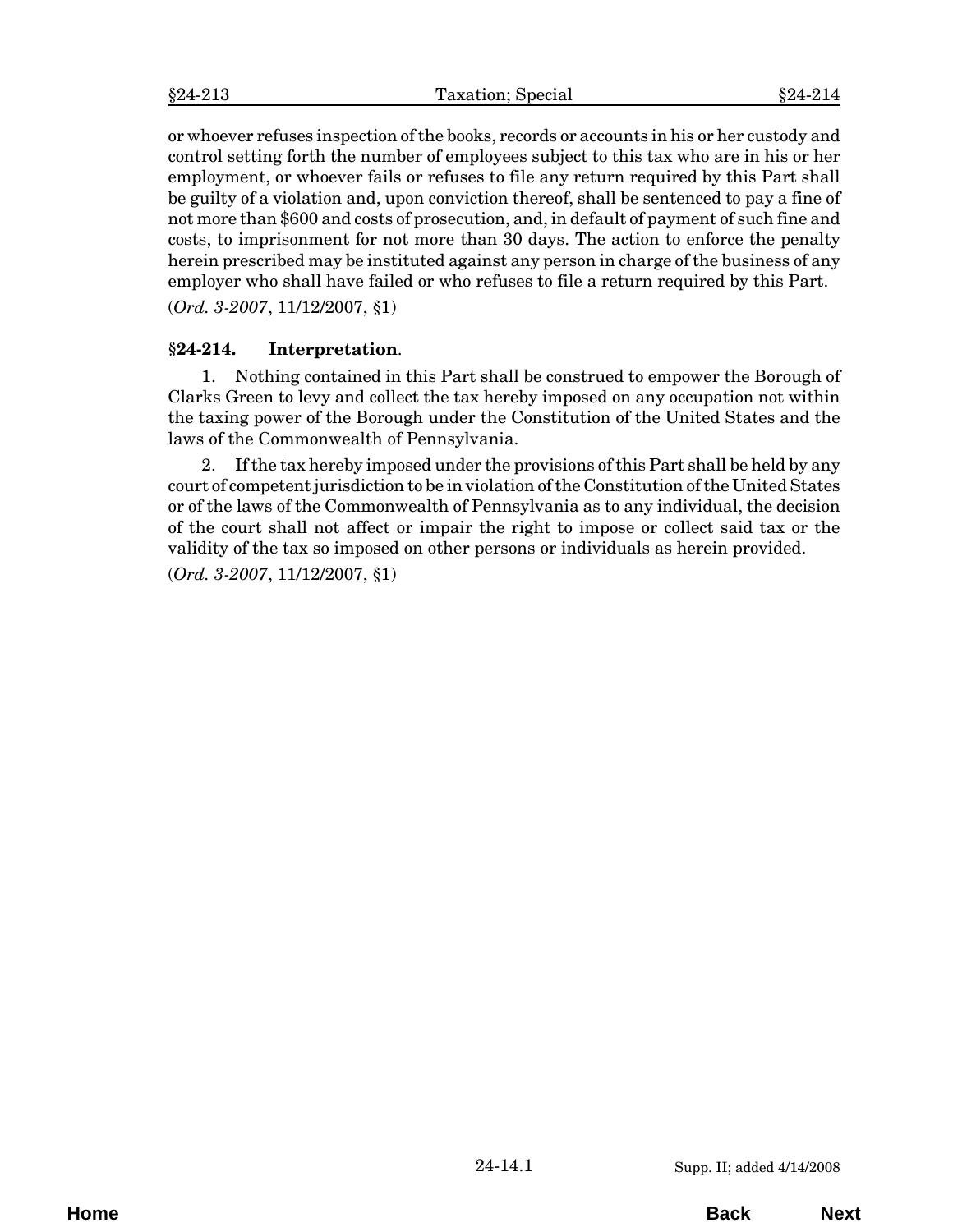or whoever refuses inspection of the books, records or accounts in his or her custody and control setting forth the number of employees subject to this tax who are in his or her employment, or whoever fails or refuses to file any return required by this Part shall be guilty of a violation and, upon conviction thereof, shall be sentenced to pay a fine of not more than $600 and costs of prosecution, and, in default of payment of such fine and costs, to imprisonment for not more than 30 days. The action to enforce the penalty herein prescribed may be instituted against any person in charge of the business of any employer who shall have failed or who refuses to file a return required by this Part.

(*Ord. 3-2007*, 11/12/2007, §1)

**§24-214. Interpretation**.

1. Nothing contained in this Part shall be construed to empower the Borough of Clarks Green to levy and collect the tax hereby imposed on any occupation not within the taxing power of the Borough under the Constitution of the United States and the laws of the Commonwealth of Pennsylvania.

2. If the tax hereby imposed under the provisions of this Part shall be held by any court of competent jurisdiction to be in violation of the Constitution of the United States or of the laws of the Commonwealth of Pennsylvania as to any individual, the decision of the court shall not affect or impair the right to impose or collect said tax or the validity of the tax so imposed on other persons or individuals as herein provided.

(*Ord. 3-2007*, 11/12/2007, §1)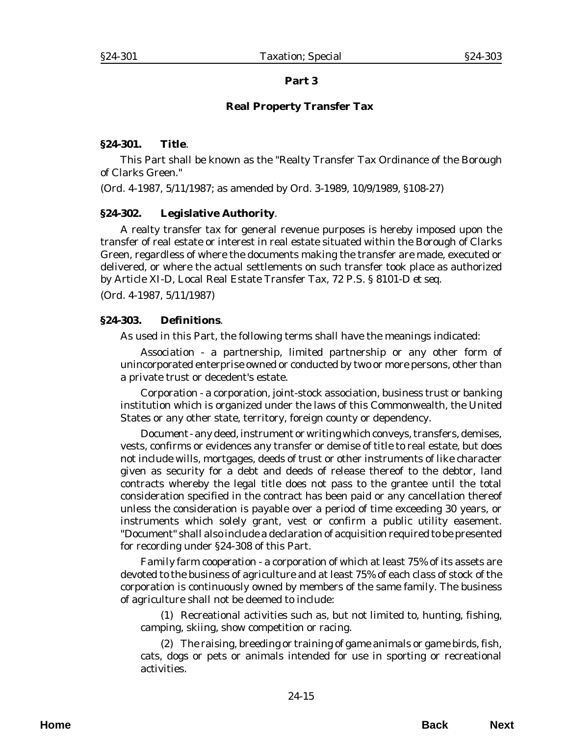## Part 3

## Real Property Transfer Tax

### §24-301. Title.

This Part shall be known as the "Realty Transfer Tax Ordinance of the Borough of Clarks Green."

(Ord. 4-1987, 5/11/1987; as amended by Ord. 3-1989, 10/9/1989, §108-27)

### §24-302. Legislative Authority.

A realty transfer tax for general revenue purposes is hereby imposed upon the transfer of real estate or interest in real estate situated within the Borough of Clarks Green, regardless of where the documents making the transfer are made, executed or delivered, or where the actual settlements on such transfer took place as authorized by Article XI-D, Local Real Estate Transfer Tax, 72 P.S. § 8101-D *et seq.*

(Ord. 4-1987, 5/11/1987)

### §24-303. Definitions.

As used in this Part, the following terms shall have the meanings indicated:

*Association* - a partnership, limited partnership or any other form of unincorporated enterprise owned or conducted by two or more persons, other than a private trust or decedent's estate.

*Corporation* - a corporation, joint-stock association, business trust or banking institution which is organized under the laws of this Commonwealth, the United States or any other state, territory, foreign county or dependency.

*Document* - any deed, instrument or writing which conveys, transfers, demises, vests, confirms or evidences any transfer or demise of title to real estate, but does not include wills, mortgages, deeds of trust or other instruments of like character given as security for a debt and deeds of release thereof to the debtor, land contracts whereby the legal title does not pass to the grantee until the total consideration specified in the contract has been paid or any cancellation thereof unless the consideration is payable over a period of time exceeding 30 years, or instruments which solely grant, vest or confirm a public utility easement. "Document" shall also include a declaration of acquisition required to be presented for recording under §24-308 of this Part.

*Family farm cooperation* - a corporation of which at least 75% of its assets are devoted to the business of agriculture and at least 75% of each class of stock of the corporation is continuously owned by members of the same family. The business of agriculture shall not be deemed to include:

(1) Recreational activities such as, but not limited to, hunting, fishing, camping, skiing, show competition or racing.

(2) The raising, breeding or training of game animals or game birds, fish, cats, dogs or pets or animals intended for use in sporting or recreational activities.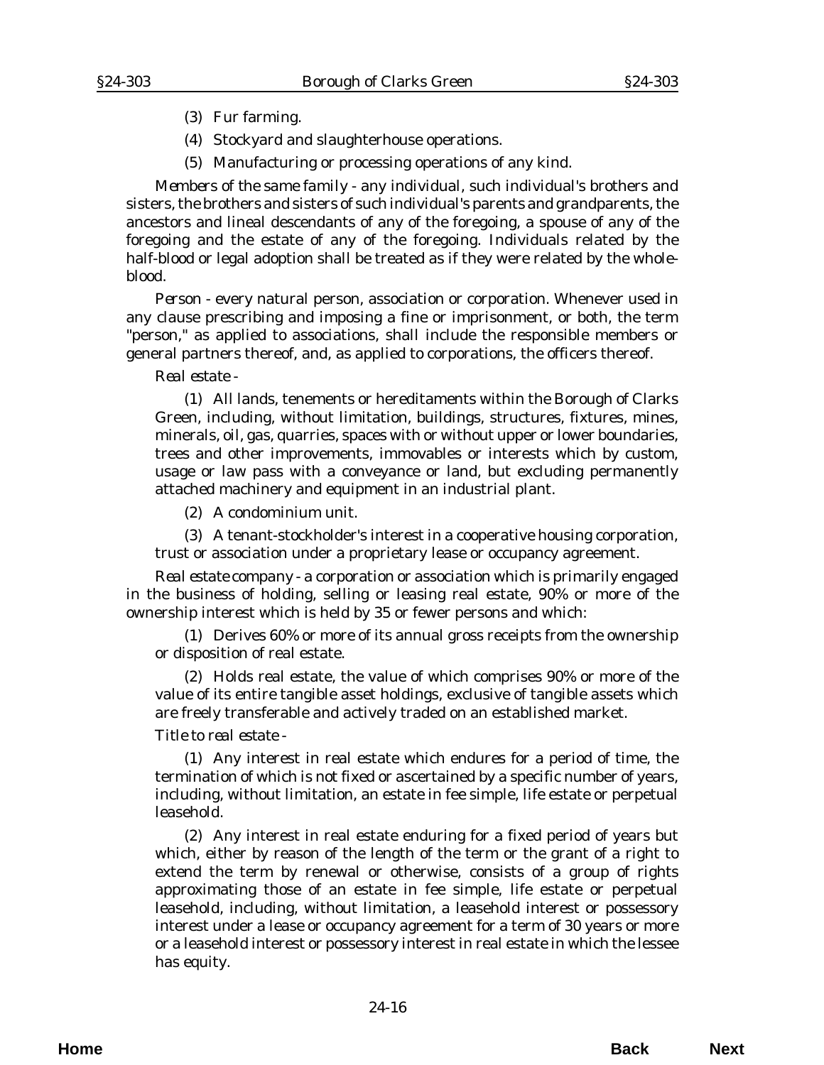(3) Fur farming.

(4) Stockyard and slaughterhouse operations.

(5) Manufacturing or processing operations of any kind.

*Members of the same family* - any individual, such individual's brothers and sisters, the brothers and sisters of such individual's parents and grandparents, the ancestors and lineal descendants of any of the foregoing, a spouse of any of the foregoing and the estate of any of the foregoing. Individuals related by the half-blood or legal adoption shall be treated as if they were related by the whole-blood.

*Person* - every natural person, association or corporation. Whenever used in any clause prescribing and imposing a fine or imprisonment, or both, the term "person," as applied to associations, shall include the responsible members or general partners thereof, and, as applied to corporations, the officers thereof.

*Real estate* -

(1) All lands, tenements or hereditaments within the Borough of Clarks Green, including, without limitation, buildings, structures, fixtures, mines, minerals, oil, gas, quarries, spaces with or without upper or lower boundaries, trees and other improvements, immovables or interests which by custom, usage or law pass with a conveyance or land, but excluding permanently attached machinery and equipment in an industrial plant.

(2) A condominium unit.

(3) A tenant-stockholder's interest in a cooperative housing corporation, trust or association under a proprietary lease or occupancy agreement.

*Real estate company* - a corporation or association which is primarily engaged in the business of holding, selling or leasing real estate, 90% or more of the ownership interest which is held by 35 or fewer persons and which:

(1) Derives 60% or more of its annual gross receipts from the ownership or disposition of real estate.

(2) Holds real estate, the value of which comprises 90% or more of the value of its entire tangible asset holdings, exclusive of tangible assets which are freely transferable and actively traded on an established market.

*Title to real estate* -

(1) Any interest in real estate which endures for a period of time, the termination of which is not fixed or ascertained by a specific number of years, including, without limitation, an estate in fee simple, life estate or perpetual leasehold.

(2) Any interest in real estate enduring for a fixed period of years but which, either by reason of the length of the term or the grant of a right to extend the term by renewal or otherwise, consists of a group of rights approximating those of an estate in fee simple, life estate or perpetual leasehold, including, without limitation, a leasehold interest or possessory interest under a lease or occupancy agreement for a term of 30 years or more or a leasehold interest or possessory interest in real estate in which the lessee has equity.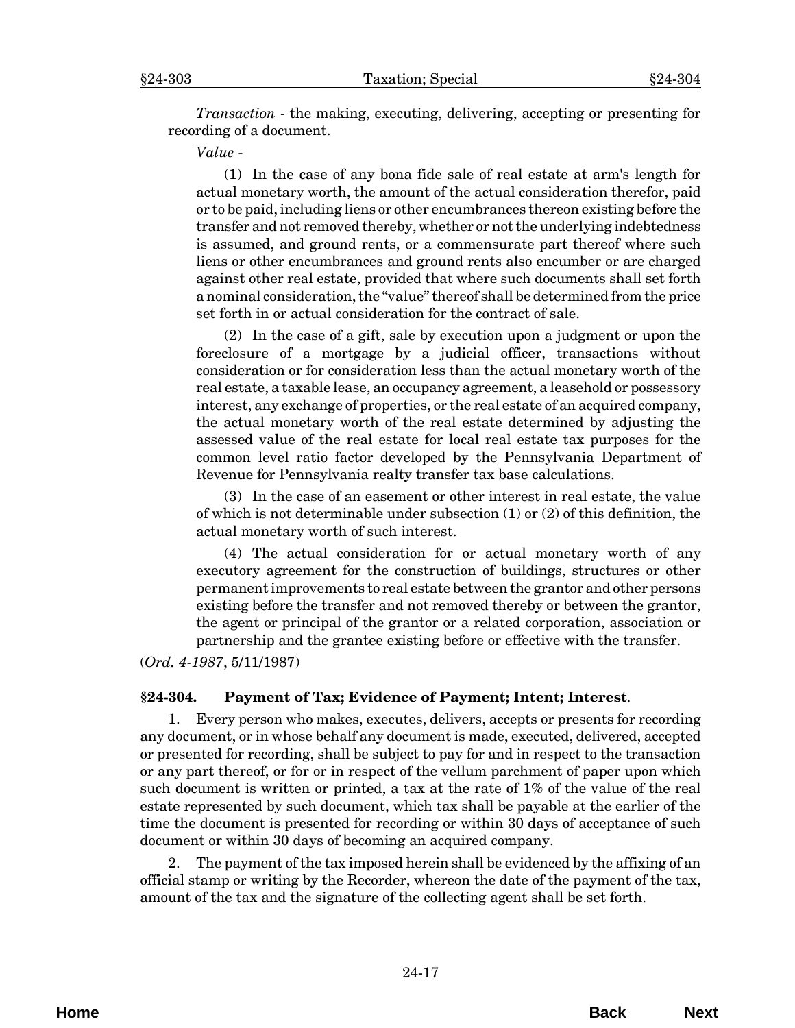*Transaction* - the making, executing, delivering, accepting or presenting for recording of a document.

*Value* -

(1) In the case of any bona fide sale of real estate at arm's length for actual monetary worth, the amount of the actual consideration therefor, paid or to be paid, including liens or other encumbrances thereon existing before the transfer and not removed thereby, whether or not the underlying indebtedness is assumed, and ground rents, or a commensurate part thereof where such liens or other encumbrances and ground rents also encumber or are charged against other real estate, provided that where such documents shall set forth a nominal consideration, the "value" thereof shall be determined from the price set forth in or actual consideration for the contract of sale.

(2) In the case of a gift, sale by execution upon a judgment or upon the foreclosure of a mortgage by a judicial officer, transactions without consideration or for consideration less than the actual monetary worth of the real estate, a taxable lease, an occupancy agreement, a leasehold or possessory interest, any exchange of properties, or the real estate of an acquired company, the actual monetary worth of the real estate determined by adjusting the assessed value of the real estate for local real estate tax purposes for the common level ratio factor developed by the Pennsylvania Department of Revenue for Pennsylvania realty transfer tax base calculations.

(3) In the case of an easement or other interest in real estate, the value of which is not determinable under subsection (1) or (2) of this definition, the actual monetary worth of such interest.

(4) The actual consideration for or actual monetary worth of any executory agreement for the construction of buildings, structures or other permanent improvements to real estate between the grantor and other persons existing before the transfer and not removed thereby or between the grantor, the agent or principal of the grantor or a related corporation, association or partnership and the grantee existing before or effective with the transfer.

(*Ord. 4-1987*, 5/11/1987)

### §24-304. Payment of Tax; Evidence of Payment; Intent; Interest.

1. Every person who makes, executes, delivers, accepts or presents for recording any document, or in whose behalf any document is made, executed, delivered, accepted or presented for recording, shall be subject to pay for and in respect to the transaction or any part thereof, or for or in respect of the vellum parchment of paper upon which such document is written or printed, a tax at the rate of 1% of the value of the real estate represented by such document, which tax shall be payable at the earlier of the time the document is presented for recording or within 30 days of acceptance of such document or within 30 days of becoming an acquired company.

2. The payment of the tax imposed herein shall be evidenced by the affixing of an official stamp or writing by the Recorder, whereon the date of the payment of the tax, amount of the tax and the signature of the collecting agent shall be set forth.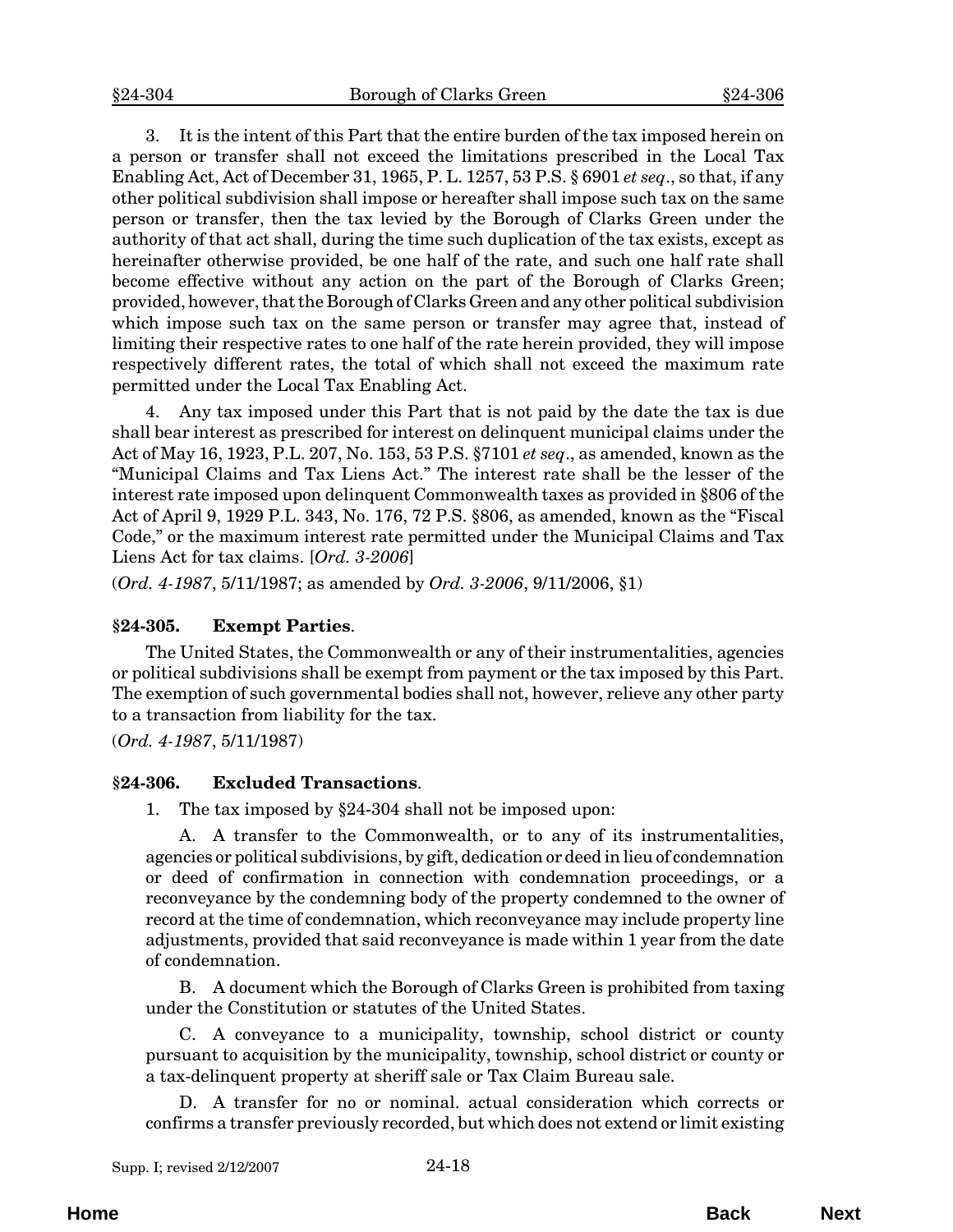3. It is the intent of this Part that the entire burden of the tax imposed herein on a person or transfer shall not exceed the limitations prescribed in the Local Tax Enabling Act, Act of December 31, 1965, P. L. 1257, 53 P.S. § 6901 *et seq*., so that, if any other political subdivision shall impose or hereafter shall impose such tax on the same person or transfer, then the tax levied by the Borough of Clarks Green under the authority of that act shall, during the time such duplication of the tax exists, except as hereinafter otherwise provided, be one half of the rate, and such one half rate shall become effective without any action on the part of the Borough of Clarks Green; provided, however, that the Borough of Clarks Green and any other political subdivision which impose such tax on the same person or transfer may agree that, instead of limiting their respective rates to one half of the rate herein provided, they will impose respectively different rates, the total of which shall not exceed the maximum rate permitted under the Local Tax Enabling Act.

4. Any tax imposed under this Part that is not paid by the date the tax is due shall bear interest as prescribed for interest on delinquent municipal claims under the Act of May 16, 1923, P.L. 207, No. 153, 53 P.S. §7101 *et seq*., as amended, known as the "Municipal Claims and Tax Liens Act." The interest rate shall be the lesser of the interest rate imposed upon delinquent Commonwealth taxes as provided in §806 of the Act of April 9, 1929 P.L. 343, No. 176, 72 P.S. §806, as amended, known as the "Fiscal Code," or the maximum interest rate permitted under the Municipal Claims and Tax Liens Act for tax claims. [*Ord. 3-2006*]

(*Ord. 4-1987*, 5/11/1987; as amended by *Ord. 3-2006*, 9/11/2006, §1)

### §24-305. Exempt Parties.

The United States, the Commonwealth or any of their instrumentalities, agencies or political subdivisions shall be exempt from payment or the tax imposed by this Part. The exemption of such governmental bodies shall not, however, relieve any other party to a transaction from liability for the tax.

(*Ord. 4-1987*, 5/11/1987)

### §24-306. Excluded Transactions.

1. The tax imposed by §24-304 shall not be imposed upon:

A. A transfer to the Commonwealth, or to any of its instrumentalities, agencies or political subdivisions, by gift, dedication or deed in lieu of condemnation or deed of confirmation in connection with condemnation proceedings, or a reconveyance by the condemning body of the property condemned to the owner of record at the time of condemnation, which reconveyance may include property line adjustments, provided that said reconveyance is made within 1 year from the date of condemnation.

B. A document which the Borough of Clarks Green is prohibited from taxing under the Constitution or statutes of the United States.

C. A conveyance to a municipality, township, school district or county pursuant to acquisition by the municipality, township, school district or county or a tax-delinquent property at sheriff sale or Tax Claim Bureau sale.

D. A transfer for no or nominal. actual consideration which corrects or confirms a transfer previously recorded, but which does not extend or limit existing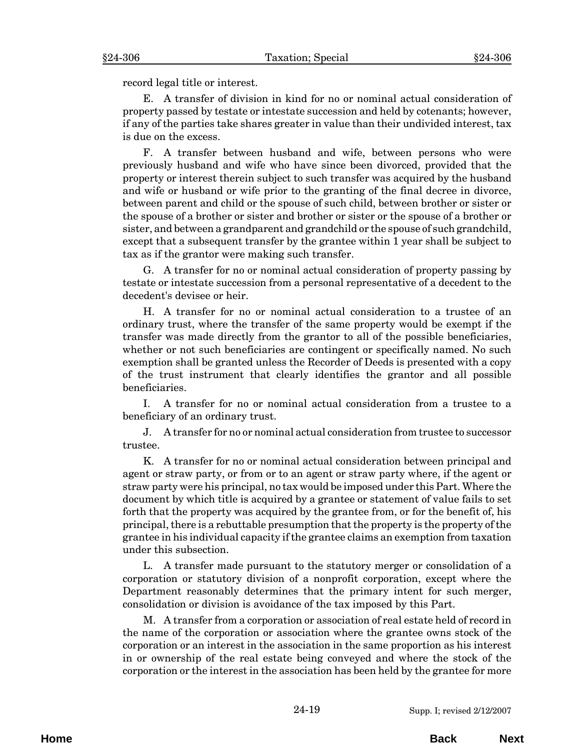record legal title or interest.

E. A transfer of division in kind for no or nominal actual consideration of property passed by testate or intestate succession and held by cotenants; however, if any of the parties take shares greater in value than their undivided interest, tax is due on the excess.

F. A transfer between husband and wife, between persons who were previously husband and wife who have since been divorced, provided that the property or interest therein subject to such transfer was acquired by the husband and wife or husband or wife prior to the granting of the final decree in divorce, between parent and child or the spouse of such child, between brother or sister or the spouse of a brother or sister and brother or sister or the spouse of a brother or sister, and between a grandparent and grandchild or the spouse of such grandchild, except that a subsequent transfer by the grantee within 1 year shall be subject to tax as if the grantor were making such transfer.

G. A transfer for no or nominal actual consideration of property passing by testate or intestate succession from a personal representative of a decedent to the decedent's devisee or heir.

H. A transfer for no or nominal actual consideration to a trustee of an ordinary trust, where the transfer of the same property would be exempt if the transfer was made directly from the grantor to all of the possible beneficiaries, whether or not such beneficiaries are contingent or specifically named. No such exemption shall be granted unless the Recorder of Deeds is presented with a copy of the trust instrument that clearly identifies the grantor and all possible beneficiaries.

I. A transfer for no or nominal actual consideration from a trustee to a beneficiary of an ordinary trust.

J. A transfer for no or nominal actual consideration from trustee to successor trustee.

K. A transfer for no or nominal actual consideration between principal and agent or straw party, or from or to an agent or straw party where, if the agent or straw party were his principal, no tax would be imposed under this Part. Where the document by which title is acquired by a grantee or statement of value fails to set forth that the property was acquired by the grantee from, or for the benefit of, his principal, there is a rebuttable presumption that the property is the property of the grantee in his individual capacity if the grantee claims an exemption from taxation under this subsection.

L. A transfer made pursuant to the statutory merger or consolidation of a corporation or statutory division of a nonprofit corporation, except where the Department reasonably determines that the primary intent for such merger, consolidation or division is avoidance of the tax imposed by this Part.

M. A transfer from a corporation or association of real estate held of record in the name of the corporation or association where the grantee owns stock of the corporation or an interest in the association in the same proportion as his interest in or ownership of the real estate being conveyed and where the stock of the corporation or the interest in the association has been held by the grantee for more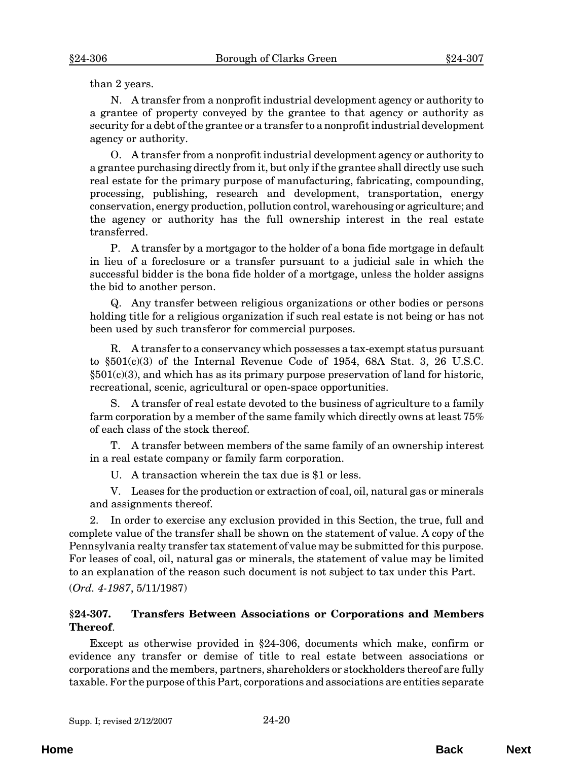than 2 years.

N. A transfer from a nonprofit industrial development agency or authority to a grantee of property conveyed by the grantee to that agency or authority as security for a debt of the grantee or a transfer to a nonprofit industrial development agency or authority.

O. A transfer from a nonprofit industrial development agency or authority to a grantee purchasing directly from it, but only if the grantee shall directly use such real estate for the primary purpose of manufacturing, fabricating, compounding, processing, publishing, research and development, transportation, energy conservation, energy production, pollution control, warehousing or agriculture; and the agency or authority has the full ownership interest in the real estate transferred.

P. A transfer by a mortgagor to the holder of a bona fide mortgage in default in lieu of a foreclosure or a transfer pursuant to a judicial sale in which the successful bidder is the bona fide holder of a mortgage, unless the holder assigns the bid to another person.

Q. Any transfer between religious organizations or other bodies or persons holding title for a religious organization if such real estate is not being or has not been used by such transferor for commercial purposes.

R. A transfer to a conservancy which possesses a tax-exempt status pursuant to §501(c)(3) of the Internal Revenue Code of 1954, 68A Stat. 3, 26 U.S.C. §501(c)(3), and which has as its primary purpose preservation of land for historic, recreational, scenic, agricultural or open-space opportunities.

S. A transfer of real estate devoted to the business of agriculture to a family farm corporation by a member of the same family which directly owns at least 75% of each class of the stock thereof.

T. A transfer between members of the same family of an ownership interest in a real estate company or family farm corporation.

U. A transaction wherein the tax due is $1 or less.

V. Leases for the production or extraction of coal, oil, natural gas or minerals and assignments thereof.

2. In order to exercise any exclusion provided in this Section, the true, full and complete value of the transfer shall be shown on the statement of value. A copy of the Pennsylvania realty transfer tax statement of value may be submitted for this purpose. For leases of coal, oil, natural gas or minerals, the statement of value may be limited to an explanation of the reason such document is not subject to tax under this Part.

(*Ord. 4-1987*, 5/11/1987)

### §24-307. Transfers Between Associations or Corporations and Members Thereof.

Except as otherwise provided in §24-306, documents which make, confirm or evidence any transfer or demise of title to real estate between associations or corporations and the members, partners, shareholders or stockholders thereof are fully taxable. For the purpose of this Part, corporations and associations are entities separate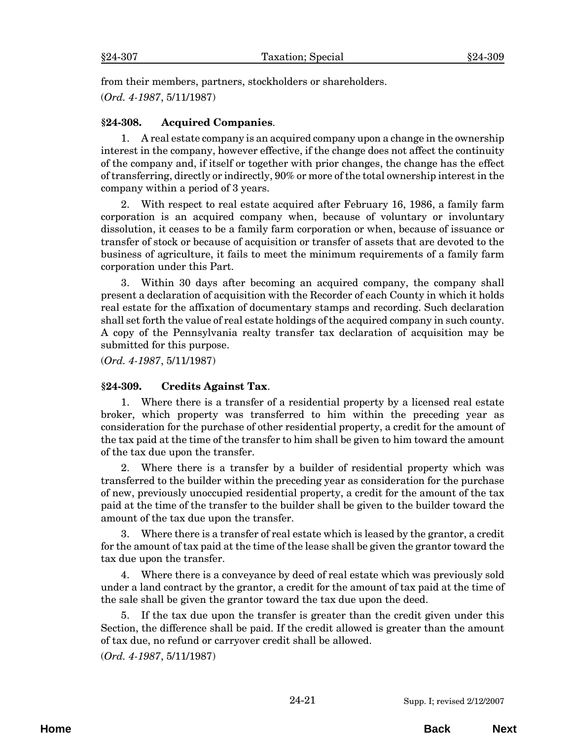from their members, partners, stockholders or shareholders.

(*Ord. 4-1987*, 5/11/1987)

### §24-308. Acquired Companies.

1. A real estate company is an acquired company upon a change in the ownership interest in the company, however effective, if the change does not affect the continuity of the company and, if itself or together with prior changes, the change has the effect of transferring, directly or indirectly, 90% or more of the total ownership interest in the company within a period of 3 years.

2. With respect to real estate acquired after February 16, 1986, a family farm corporation is an acquired company when, because of voluntary or involuntary dissolution, it ceases to be a family farm corporation or when, because of issuance or transfer of stock or because of acquisition or transfer of assets that are devoted to the business of agriculture, it fails to meet the minimum requirements of a family farm corporation under this Part.

3. Within 30 days after becoming an acquired company, the company shall present a declaration of acquisition with the Recorder of each County in which it holds real estate for the affixation of documentary stamps and recording. Such declaration shall set forth the value of real estate holdings of the acquired company in such county. A copy of the Pennsylvania realty transfer tax declaration of acquisition may be submitted for this purpose.

(*Ord. 4-1987*, 5/11/1987)

### §24-309. Credits Against Tax.

1. Where there is a transfer of a residential property by a licensed real estate broker, which property was transferred to him within the preceding year as consideration for the purchase of other residential property, a credit for the amount of the tax paid at the time of the transfer to him shall be given to him toward the amount of the tax due upon the transfer.

2. Where there is a transfer by a builder of residential property which was transferred to the builder within the preceding year as consideration for the purchase of new, previously unoccupied residential property, a credit for the amount of the tax paid at the time of the transfer to the builder shall be given to the builder toward the amount of the tax due upon the transfer.

3. Where there is a transfer of real estate which is leased by the grantor, a credit for the amount of tax paid at the time of the lease shall be given the grantor toward the tax due upon the transfer.

4. Where there is a conveyance by deed of real estate which was previously sold under a land contract by the grantor, a credit for the amount of tax paid at the time of the sale shall be given the grantor toward the tax due upon the deed.

5. If the tax due upon the transfer is greater than the credit given under this Section, the difference shall be paid. If the credit allowed is greater than the amount of tax due, no refund or carryover credit shall be allowed.

(*Ord. 4-1987*, 5/11/1987)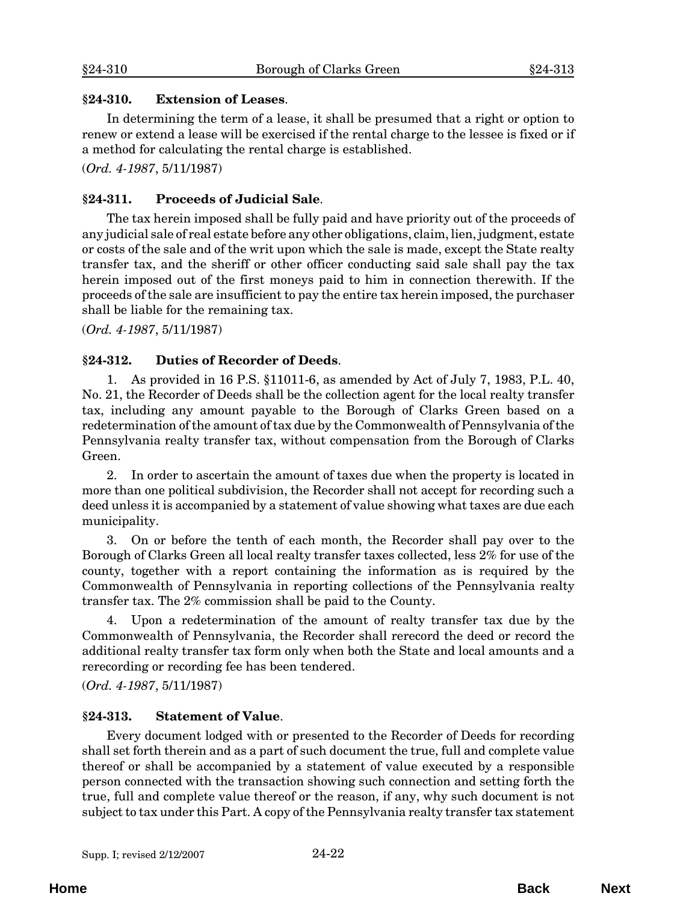**§24-310. Extension of Leases**.

In determining the term of a lease, it shall be presumed that a right or option to renew or extend a lease will be exercised if the rental charge to the lessee is fixed or if a method for calculating the rental charge is established.

(*Ord. 4-1987*, 5/11/1987)

**§24-311. Proceeds of Judicial Sale**.

The tax herein imposed shall be fully paid and have priority out of the proceeds of any judicial sale of real estate before any other obligations, claim, lien, judgment, estate or costs of the sale and of the writ upon which the sale is made, except the State realty transfer tax, and the sheriff or other officer conducting said sale shall pay the tax herein imposed out of the first moneys paid to him in connection therewith. If the proceeds of the sale are insufficient to pay the entire tax herein imposed, the purchaser shall be liable for the remaining tax.

(*Ord. 4-1987*, 5/11/1987)

**§24-312. Duties of Recorder of Deeds**.

1. As provided in 16 P.S. §11011-6, as amended by Act of July 7, 1983, P.L. 40, No. 21, the Recorder of Deeds shall be the collection agent for the local realty transfer tax, including any amount payable to the Borough of Clarks Green based on a redetermination of the amount of tax due by the Commonwealth of Pennsylvania of the Pennsylvania realty transfer tax, without compensation from the Borough of Clarks Green.

2. In order to ascertain the amount of taxes due when the property is located in more than one political subdivision, the Recorder shall not accept for recording such a deed unless it is accompanied by a statement of value showing what taxes are due each municipality.

3. On or before the tenth of each month, the Recorder shall pay over to the Borough of Clarks Green all local realty transfer taxes collected, less 2% for use of the county, together with a report containing the information as is required by the Commonwealth of Pennsylvania in reporting collections of the Pennsylvania realty transfer tax. The 2% commission shall be paid to the County.

4. Upon a redetermination of the amount of realty transfer tax due by the Commonwealth of Pennsylvania, the Recorder shall rerecord the deed or record the additional realty transfer tax form only when both the State and local amounts and a rerecording or recording fee has been tendered.

(*Ord. 4-1987*, 5/11/1987)

**§24-313. Statement of Value**.

Every document lodged with or presented to the Recorder of Deeds for recording shall set forth therein and as a part of such document the true, full and complete value thereof or shall be accompanied by a statement of value executed by a responsible person connected with the transaction showing such connection and setting forth the true, full and complete value thereof or the reason, if any, why such document is not subject to tax under this Part. A copy of the Pennsylvania realty transfer tax statement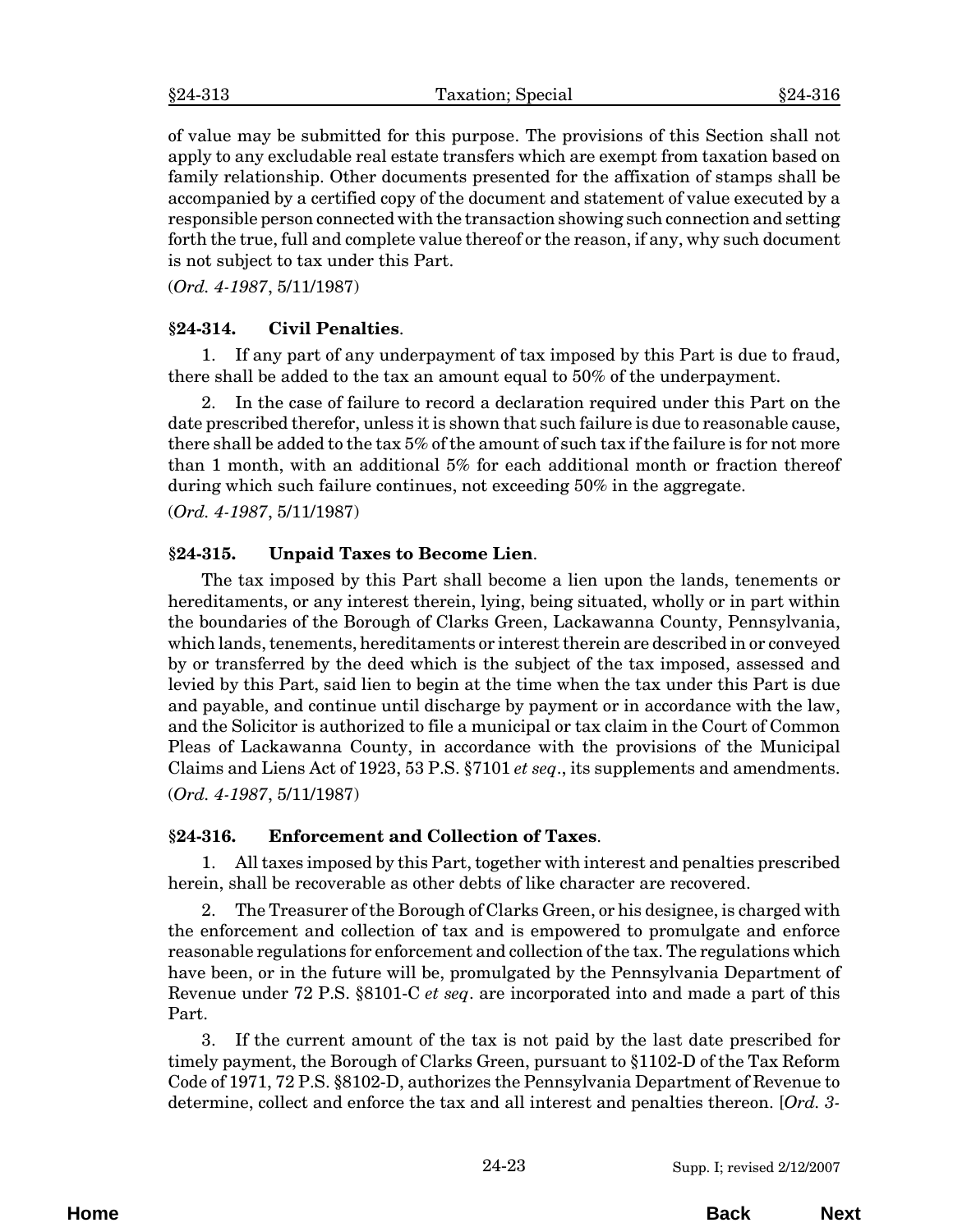of value may be submitted for this purpose. The provisions of this Section shall not apply to any excludable real estate transfers which are exempt from taxation based on family relationship. Other documents presented for the affixation of stamps shall be accompanied by a certified copy of the document and statement of value executed by a responsible person connected with the transaction showing such connection and setting forth the true, full and complete value thereof or the reason, if any, why such document is not subject to tax under this Part.

(*Ord. 4-1987*, 5/11/1987)

### §24-314. Civil Penalties.

1. If any part of any underpayment of tax imposed by this Part is due to fraud, there shall be added to the tax an amount equal to 50% of the underpayment.

2. In the case of failure to record a declaration required under this Part on the date prescribed therefor, unless it is shown that such failure is due to reasonable cause, there shall be added to the tax 5% of the amount of such tax if the failure is for not more than 1 month, with an additional 5% for each additional month or fraction thereof during which such failure continues, not exceeding 50% in the aggregate.

(*Ord. 4-1987*, 5/11/1987)

### §24-315. Unpaid Taxes to Become Lien.

The tax imposed by this Part shall become a lien upon the lands, tenements or hereditaments, or any interest therein, lying, being situated, wholly or in part within the boundaries of the Borough of Clarks Green, Lackawanna County, Pennsylvania, which lands, tenements, hereditaments or interest therein are described in or conveyed by or transferred by the deed which is the subject of the tax imposed, assessed and levied by this Part, said lien to begin at the time when the tax under this Part is due and payable, and continue until discharge by payment or in accordance with the law, and the Solicitor is authorized to file a municipal or tax claim in the Court of Common Pleas of Lackawanna County, in accordance with the provisions of the Municipal Claims and Liens Act of 1923, 53 P.S. §7101 *et seq*., its supplements and amendments.

(*Ord. 4-1987*, 5/11/1987)

### §24-316. Enforcement and Collection of Taxes.

1. All taxes imposed by this Part, together with interest and penalties prescribed herein, shall be recoverable as other debts of like character are recovered.

2. The Treasurer of the Borough of Clarks Green, or his designee, is charged with the enforcement and collection of tax and is empowered to promulgate and enforce reasonable regulations for enforcement and collection of the tax. The regulations which have been, or in the future will be, promulgated by the Pennsylvania Department of Revenue under 72 P.S. §8101-C *et seq*. are incorporated into and made a part of this Part.

3. If the current amount of the tax is not paid by the last date prescribed for timely payment, the Borough of Clarks Green, pursuant to §1102-D of the Tax Reform Code of 1971, 72 P.S. §8102-D, authorizes the Pennsylvania Department of Revenue to determine, collect and enforce the tax and all interest and penalties thereon. [*Ord. 3-*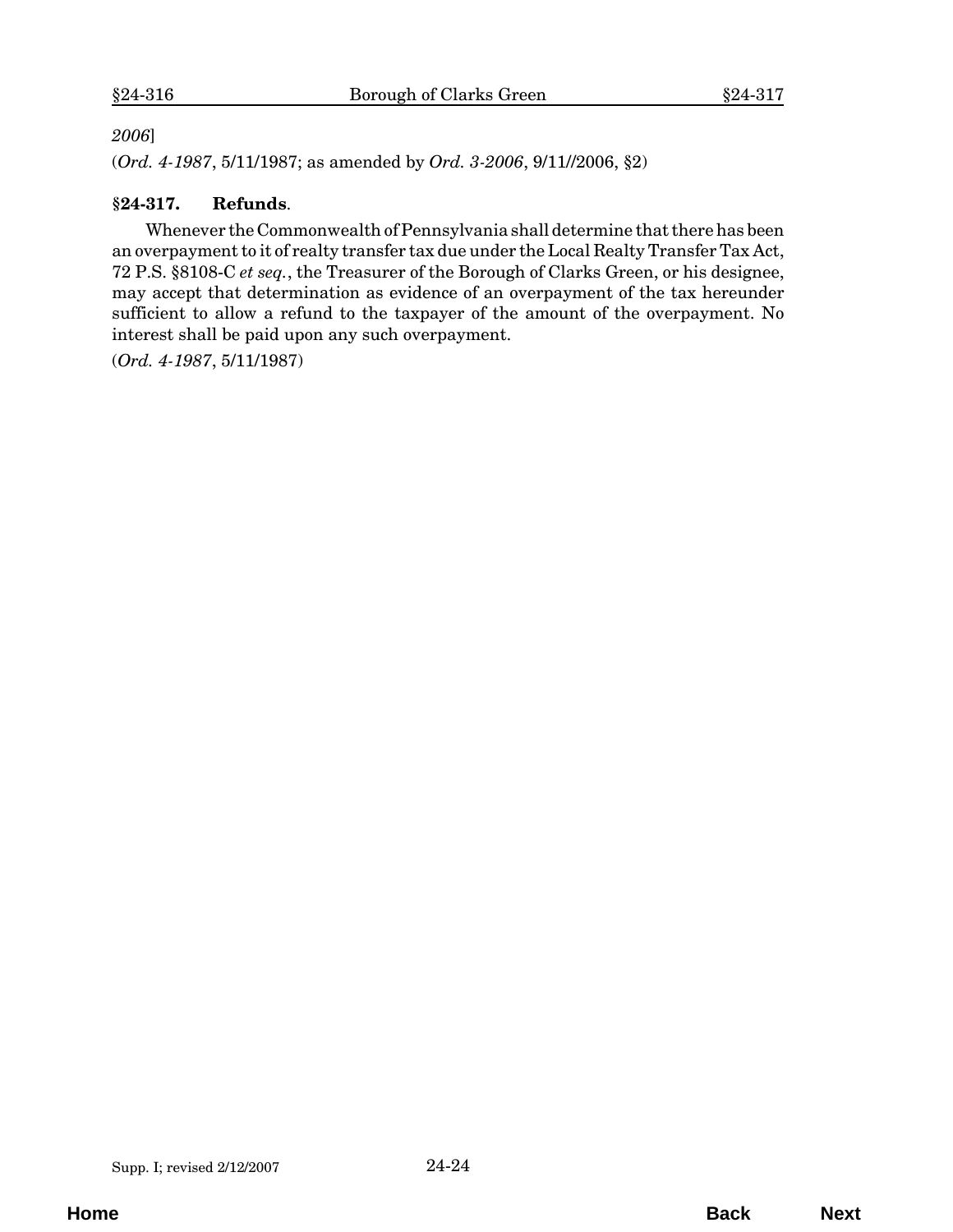*2006*]

(*Ord. 4-1987*, 5/11/1987; as amended by *Ord. 3-2006*, 9/11//2006, §2)

### §24-317. Refunds.

Whenever the Commonwealth of Pennsylvania shall determine that there has been an overpayment to it of realty transfer tax due under the Local Realty Transfer Tax Act, 72 P.S. §8108-C *et seq.*, the Treasurer of the Borough of Clarks Green, or his designee, may accept that determination as evidence of an overpayment of the tax hereunder sufficient to allow a refund to the taxpayer of the amount of the overpayment. No interest shall be paid upon any such overpayment.

(*Ord. 4-1987*, 5/11/1987)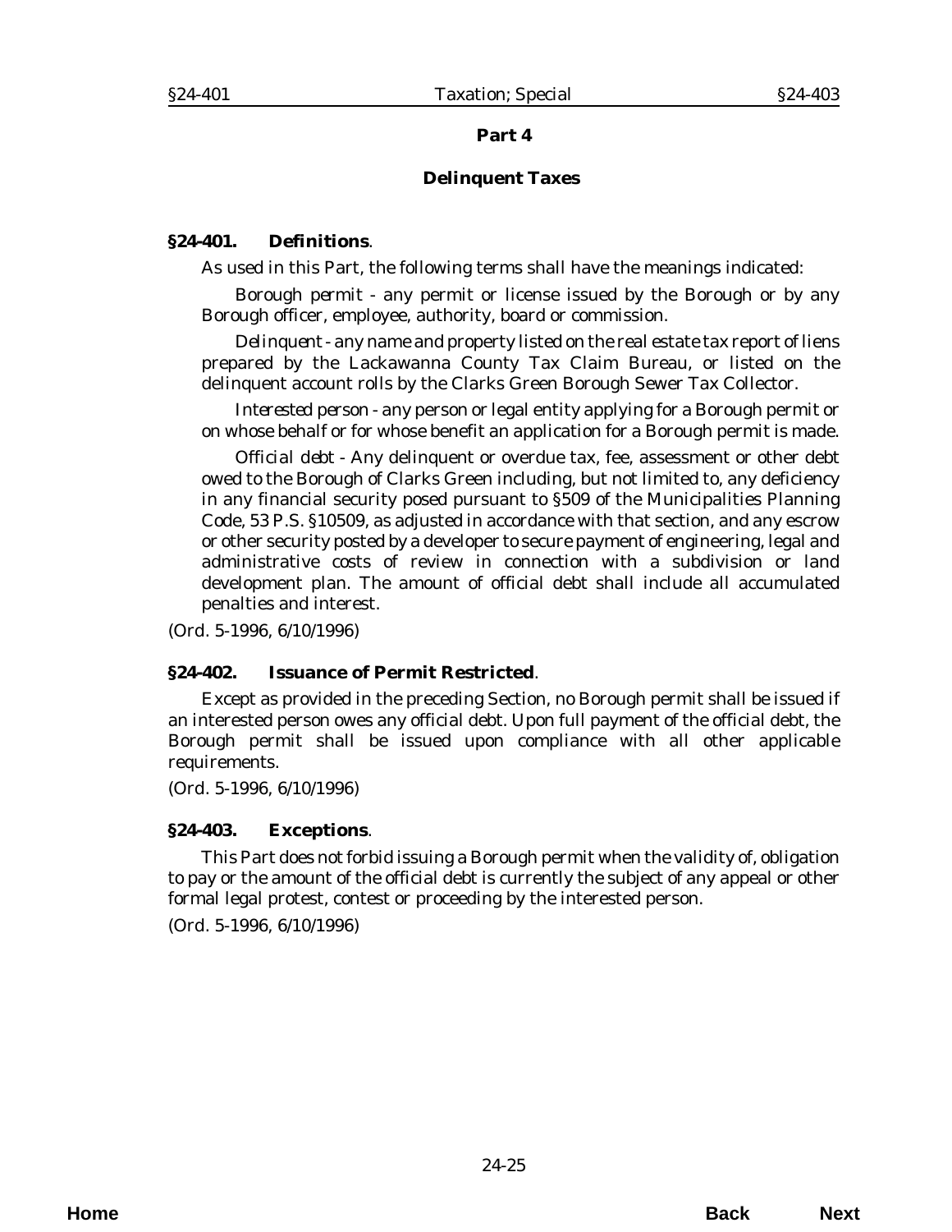## Part 4

## Delinquent Taxes

### §24-401. Definitions.

As used in this Part, the following terms shall have the meanings indicated:

*Borough permit* - any permit or license issued by the Borough or by any Borough officer, employee, authority, board or commission.

*Delinquent* - any name and property listed on the real estate tax report of liens prepared by the Lackawanna County Tax Claim Bureau, or listed on the delinquent account rolls by the Clarks Green Borough Sewer Tax Collector.

*Interested person* - any person or legal entity applying for a Borough permit or on whose behalf or for whose benefit an application for a Borough permit is made.

*Official debt* - Any delinquent or overdue tax, fee, assessment or other debt owed to the Borough of Clarks Green including, but not limited to, any deficiency in any financial security posed pursuant to §509 of the Municipalities Planning Code, 53 P.S. §10509, as adjusted in accordance with that section, and any escrow or other security posted by a developer to secure payment of engineering, legal and administrative costs of review in connection with a subdivision or land development plan. The amount of official debt shall include all accumulated penalties and interest.

(*Ord. 5-1996*, 6/10/1996)

### §24-402. Issuance of Permit Restricted.

Except as provided in the preceding Section, no Borough permit shall be issued if an interested person owes any official debt. Upon full payment of the official debt, the Borough permit shall be issued upon compliance with all other applicable requirements.

(*Ord. 5-1996*, 6/10/1996)

### §24-403. Exceptions.

This Part does not forbid issuing a Borough permit when the validity of, obligation to pay or the amount of the official debt is currently the subject of any appeal or other formal legal protest, contest or proceeding by the interested person.

(*Ord. 5-1996*, 6/10/1996)